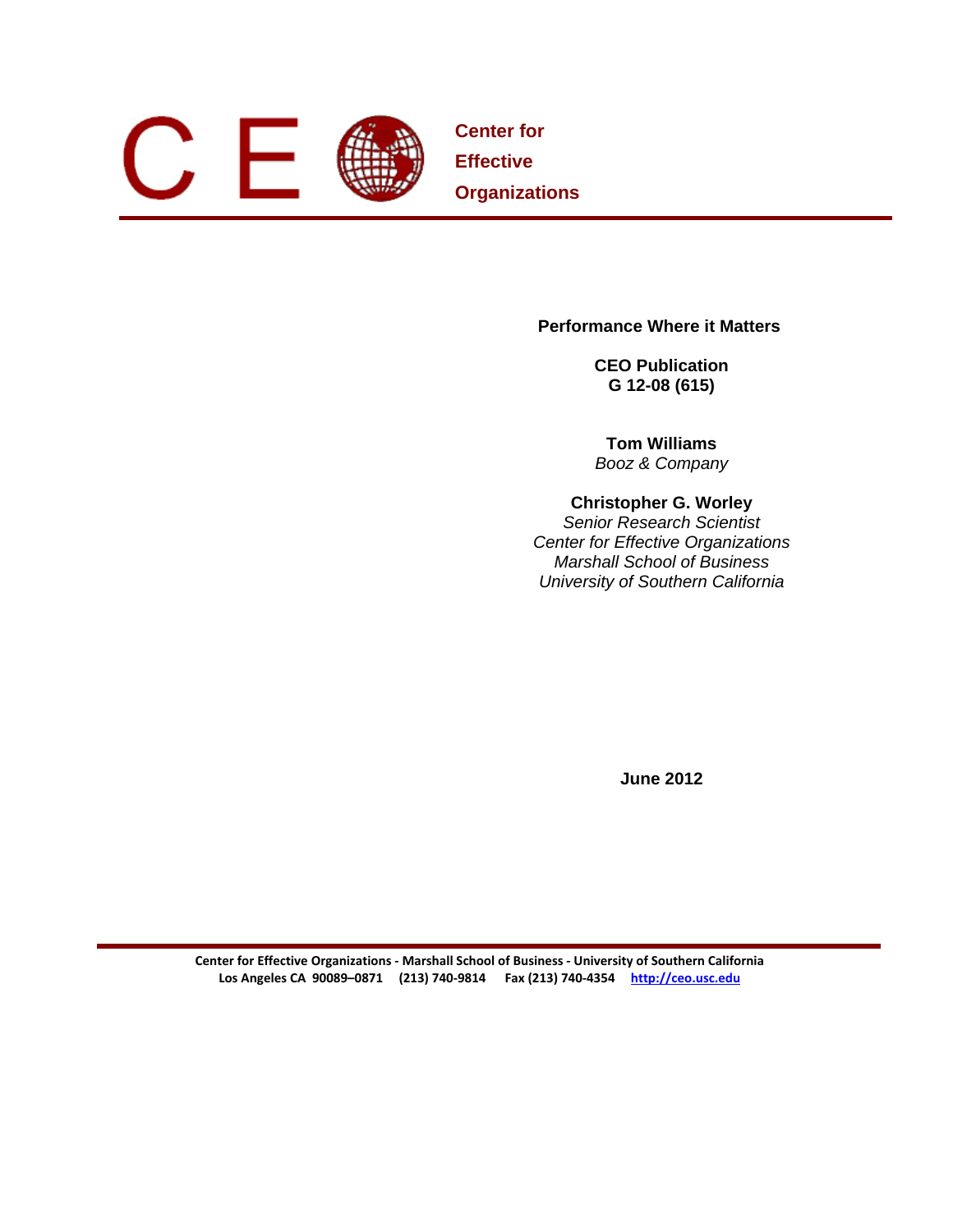# Center for Effective Organizations

## Performance Where it Matters

**CEO Publication**
**G 12-08 (615)**

**Tom Williams**
*Booz & Company*

**Christopher G. Worley**
*Senior Research Scientist*
*Center for Effective Organizations*
*Marshall School of Business*
*University of Southern California*

**June 2012**

**Center for Effective Organizations - Marshall School of Business - University of Southern California**
**Los Angeles CA 90089–0871 (213) 740-9814 Fax (213) 740-4354 http://ceo.usc.edu**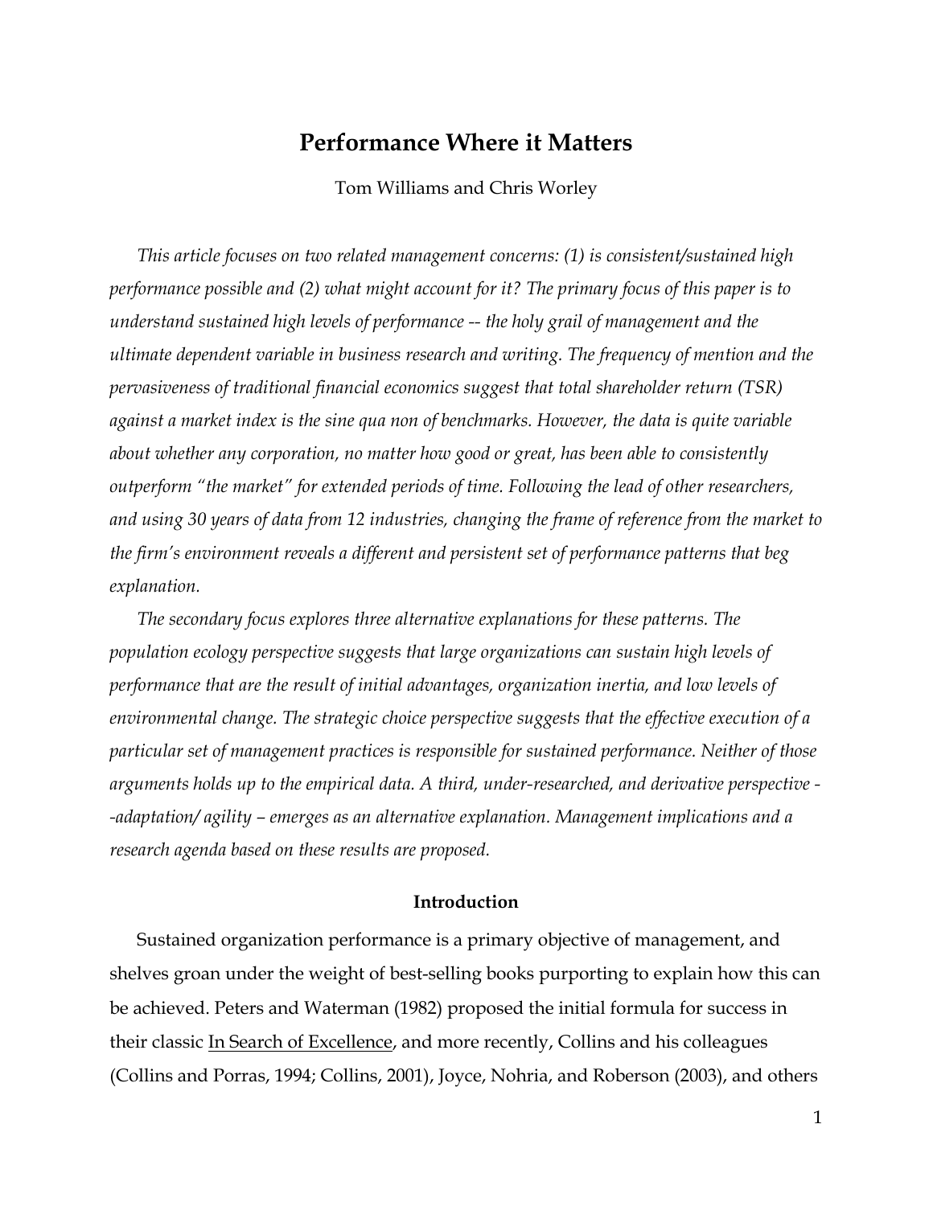# Performance Where it Matters

Tom Williams and Chris Worley

*This article focuses on two related management concerns: (1) is consistent/sustained high performance possible and (2) what might account for it? The primary focus of this paper is to understand sustained high levels of performance -- the holy grail of management and the ultimate dependent variable in business research and writing. The frequency of mention and the pervasiveness of traditional financial economics suggest that total shareholder return (TSR) against a market index is the sine qua non of benchmarks. However, the data is quite variable about whether any corporation, no matter how good or great, has been able to consistently outperform "the market" for extended periods of time. Following the lead of other researchers, and using 30 years of data from 12 industries, changing the frame of reference from the market to the firm's environment reveals a different and persistent set of performance patterns that beg explanation.*

*The secondary focus explores three alternative explanations for these patterns. The population ecology perspective suggests that large organizations can sustain high levels of performance that are the result of initial advantages, organization inertia, and low levels of environmental change. The strategic choice perspective suggests that the effective execution of a particular set of management practices is responsible for sustained performance. Neither of those arguments holds up to the empirical data. A third, under-researched, and derivative perspective --adaptation/ agility – emerges as an alternative explanation. Management implications and a research agenda based on these results are proposed.*

## Introduction

Sustained organization performance is a primary objective of management, and shelves groan under the weight of best-selling books purporting to explain how this can be achieved. Peters and Waterman (1982) proposed the initial formula for success in their classic In Search of Excellence, and more recently, Collins and his colleagues (Collins and Porras, 1994; Collins, 2001), Joyce, Nohria, and Roberson (2003), and others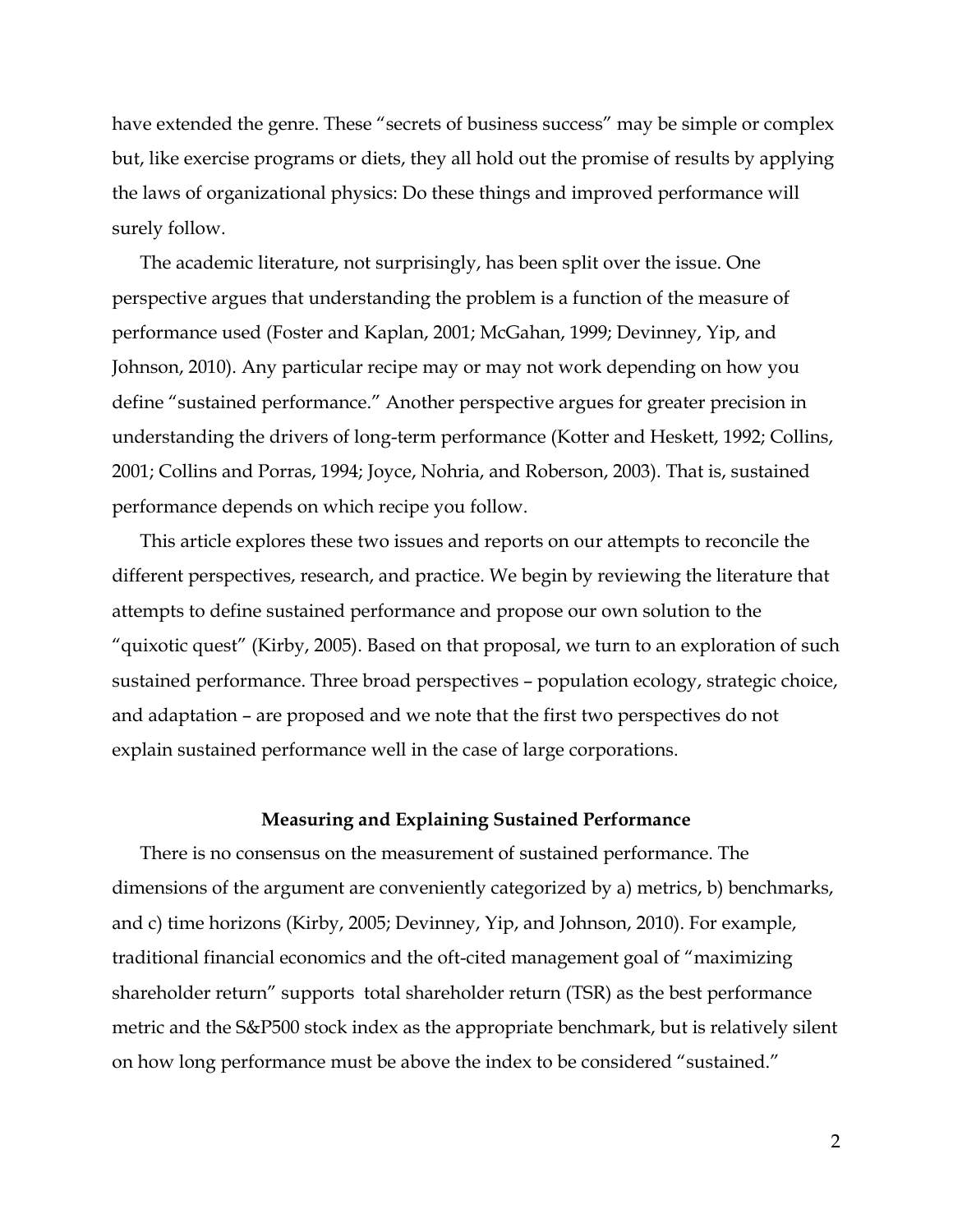have extended the genre. These "secrets of business success" may be simple or complex but, like exercise programs or diets, they all hold out the promise of results by applying the laws of organizational physics: Do these things and improved performance will surely follow.

The academic literature, not surprisingly, has been split over the issue. One perspective argues that understanding the problem is a function of the measure of performance used (Foster and Kaplan, 2001; McGahan, 1999; Devinney, Yip, and Johnson, 2010). Any particular recipe may or may not work depending on how you define "sustained performance." Another perspective argues for greater precision in understanding the drivers of long-term performance (Kotter and Heskett, 1992; Collins, 2001; Collins and Porras, 1994; Joyce, Nohria, and Roberson, 2003). That is, sustained performance depends on which recipe you follow.

This article explores these two issues and reports on our attempts to reconcile the different perspectives, research, and practice. We begin by reviewing the literature that attempts to define sustained performance and propose our own solution to the "quixotic quest" (Kirby, 2005). Based on that proposal, we turn to an exploration of such sustained performance. Three broad perspectives – population ecology, strategic choice, and adaptation – are proposed and we note that the first two perspectives do not explain sustained performance well in the case of large corporations.

## Measuring and Explaining Sustained Performance

There is no consensus on the measurement of sustained performance. The dimensions of the argument are conveniently categorized by a) metrics, b) benchmarks, and c) time horizons (Kirby, 2005; Devinney, Yip, and Johnson, 2010). For example, traditional financial economics and the oft-cited management goal of "maximizing shareholder return" supports total shareholder return (TSR) as the best performance metric and the S&P500 stock index as the appropriate benchmark, but is relatively silent on how long performance must be above the index to be considered "sustained."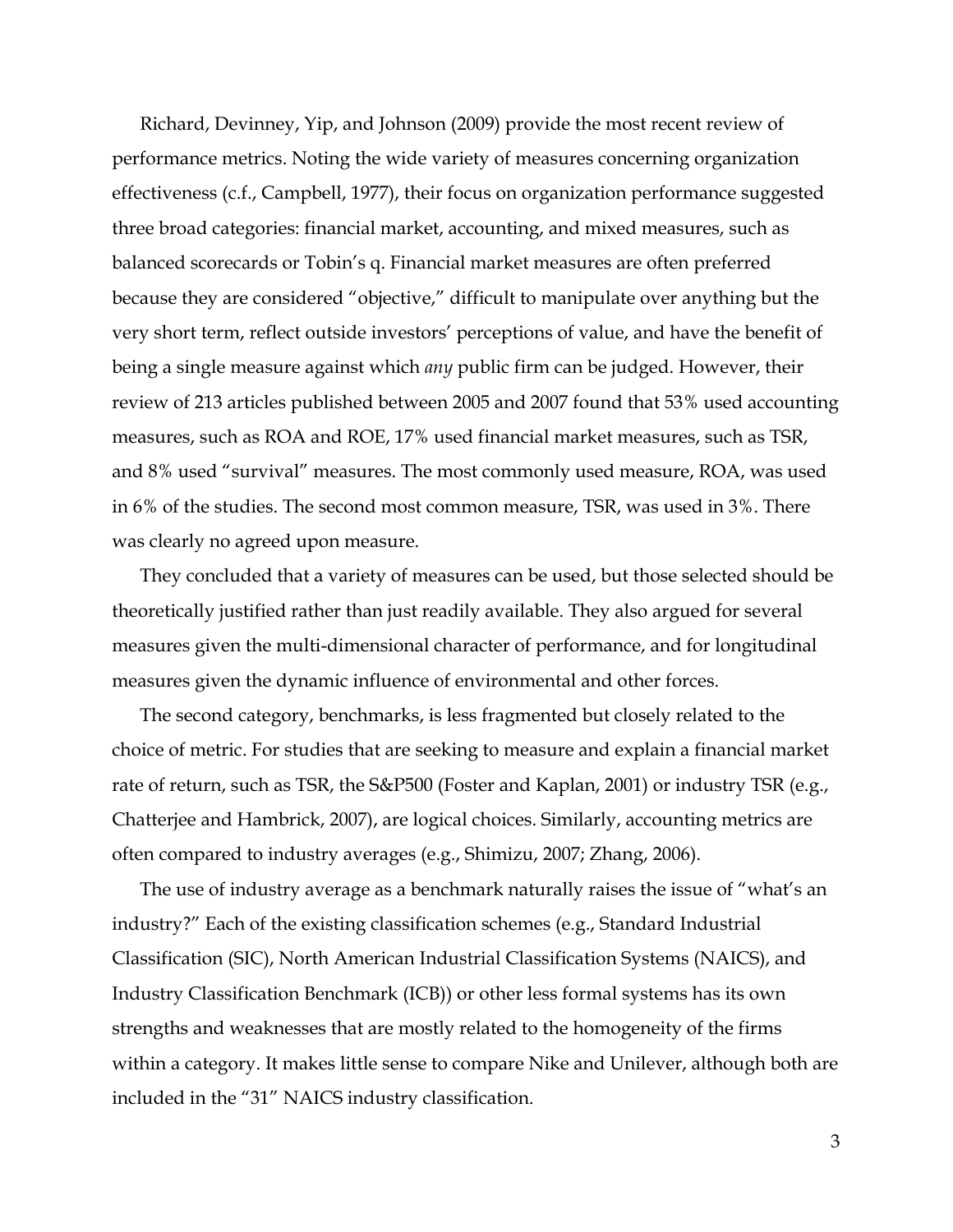Richard, Devinney, Yip, and Johnson (2009) provide the most recent review of performance metrics. Noting the wide variety of measures concerning organization effectiveness (c.f., Campbell, 1977), their focus on organization performance suggested three broad categories: financial market, accounting, and mixed measures, such as balanced scorecards or Tobin's q. Financial market measures are often preferred because they are considered "objective," difficult to manipulate over anything but the very short term, reflect outside investors' perceptions of value, and have the benefit of being a single measure against which *any* public firm can be judged. However, their review of 213 articles published between 2005 and 2007 found that 53% used accounting measures, such as ROA and ROE, 17% used financial market measures, such as TSR, and 8% used "survival" measures. The most commonly used measure, ROA, was used in 6% of the studies. The second most common measure, TSR, was used in 3%. There was clearly no agreed upon measure.

They concluded that a variety of measures can be used, but those selected should be theoretically justified rather than just readily available. They also argued for several measures given the multi-dimensional character of performance, and for longitudinal measures given the dynamic influence of environmental and other forces.

The second category, benchmarks, is less fragmented but closely related to the choice of metric. For studies that are seeking to measure and explain a financial market rate of return, such as TSR, the S&P500 (Foster and Kaplan, 2001) or industry TSR (e.g., Chatterjee and Hambrick, 2007), are logical choices. Similarly, accounting metrics are often compared to industry averages (e.g., Shimizu, 2007; Zhang, 2006).

The use of industry average as a benchmark naturally raises the issue of "what's an industry?" Each of the existing classification schemes (e.g., Standard Industrial Classification (SIC), North American Industrial Classification Systems (NAICS), and Industry Classification Benchmark (ICB)) or other less formal systems has its own strengths and weaknesses that are mostly related to the homogeneity of the firms within a category. It makes little sense to compare Nike and Unilever, although both are included in the "31" NAICS industry classification.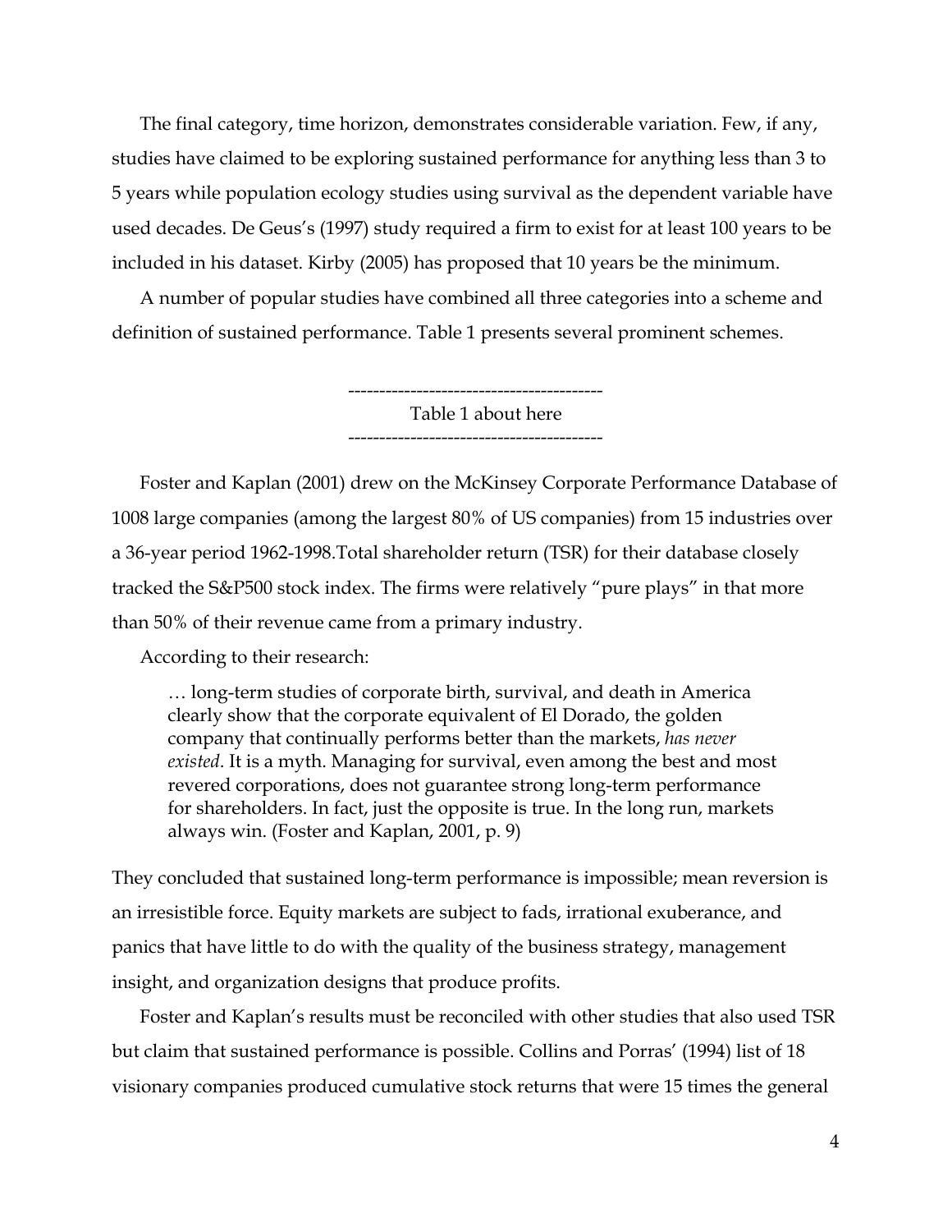The final category, time horizon, demonstrates considerable variation. Few, if any, studies have claimed to be exploring sustained performance for anything less than 3 to 5 years while population ecology studies using survival as the dependent variable have used decades. De Geus's (1997) study required a firm to exist for at least 100 years to be included in his dataset. Kirby (2005) has proposed that 10 years be the minimum.

A number of popular studies have combined all three categories into a scheme and definition of sustained performance. Table 1 presents several prominent schemes.

-----------------------------------------

Table 1 about here

-----------------------------------------

Foster and Kaplan (2001) drew on the McKinsey Corporate Performance Database of 1008 large companies (among the largest 80% of US companies) from 15 industries over a 36-year period 1962-1998.Total shareholder return (TSR) for their database closely tracked the S&P500 stock index. The firms were relatively "pure plays" in that more than 50% of their revenue came from a primary industry.

According to their research:

> … long-term studies of corporate birth, survival, and death in America clearly show that the corporate equivalent of El Dorado, the golden company that continually performs better than the markets, *has never existed*. It is a myth. Managing for survival, even among the best and most revered corporations, does not guarantee strong long-term performance for shareholders. In fact, just the opposite is true. In the long run, markets always win. (Foster and Kaplan, 2001, p. 9)

They concluded that sustained long-term performance is impossible; mean reversion is an irresistible force. Equity markets are subject to fads, irrational exuberance, and panics that have little to do with the quality of the business strategy, management insight, and organization designs that produce profits.

Foster and Kaplan's results must be reconciled with other studies that also used TSR but claim that sustained performance is possible. Collins and Porras' (1994) list of 18 visionary companies produced cumulative stock returns that were 15 times the general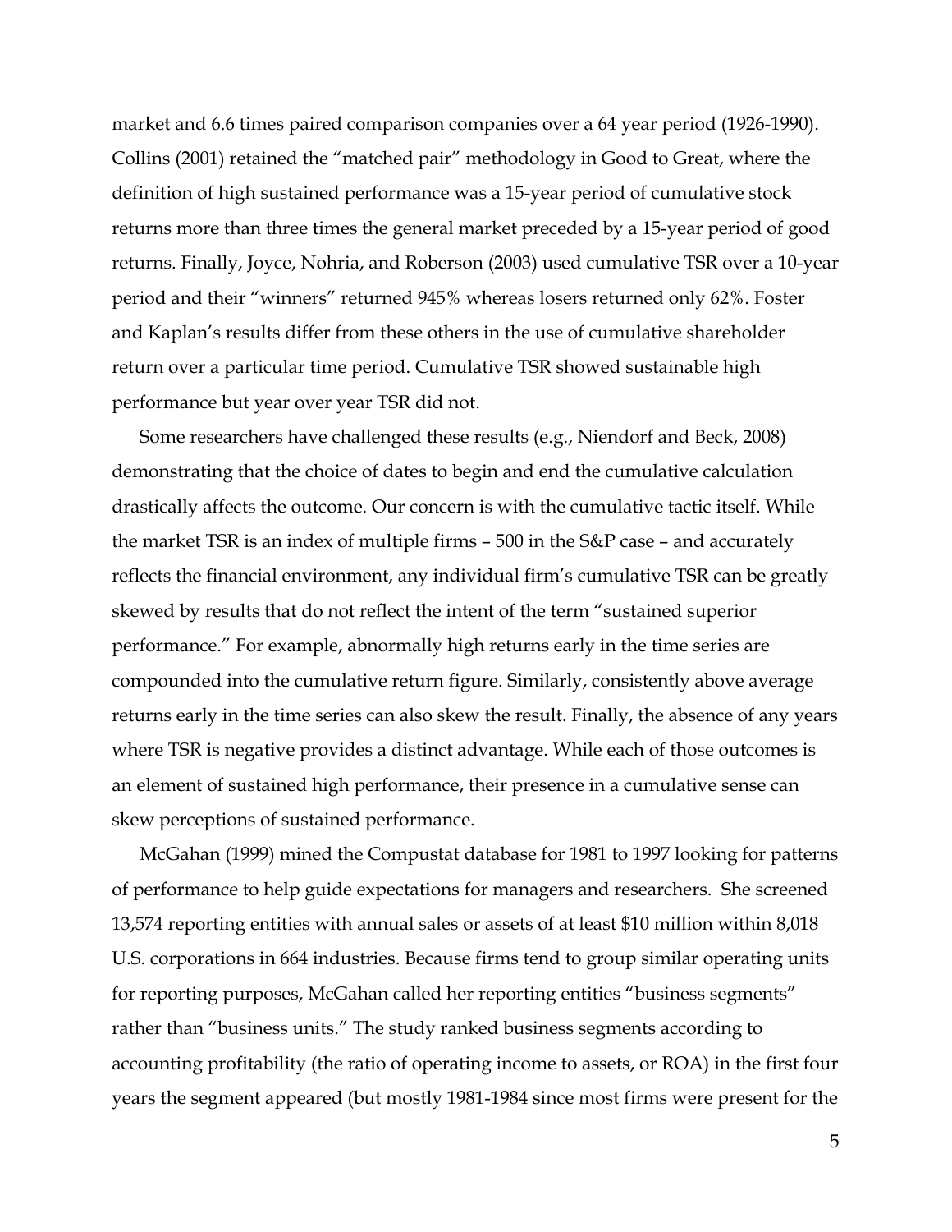market and 6.6 times paired comparison companies over a 64 year period (1926-1990). Collins (2001) retained the "matched pair" methodology in Good to Great, where the definition of high sustained performance was a 15-year period of cumulative stock returns more than three times the general market preceded by a 15-year period of good returns. Finally, Joyce, Nohria, and Roberson (2003) used cumulative TSR over a 10-year period and their "winners" returned 945% whereas losers returned only 62%. Foster and Kaplan's results differ from these others in the use of cumulative shareholder return over a particular time period. Cumulative TSR showed sustainable high performance but year over year TSR did not.

Some researchers have challenged these results (e.g., Niendorf and Beck, 2008) demonstrating that the choice of dates to begin and end the cumulative calculation drastically affects the outcome. Our concern is with the cumulative tactic itself. While the market TSR is an index of multiple firms – 500 in the S&P case – and accurately reflects the financial environment, any individual firm's cumulative TSR can be greatly skewed by results that do not reflect the intent of the term "sustained superior performance." For example, abnormally high returns early in the time series are compounded into the cumulative return figure. Similarly, consistently above average returns early in the time series can also skew the result. Finally, the absence of any years where TSR is negative provides a distinct advantage. While each of those outcomes is an element of sustained high performance, their presence in a cumulative sense can skew perceptions of sustained performance.

McGahan (1999) mined the Compustat database for 1981 to 1997 looking for patterns of performance to help guide expectations for managers and researchers. She screened 13,574 reporting entities with annual sales or assets of at least $10 million within 8,018 U.S. corporations in 664 industries. Because firms tend to group similar operating units for reporting purposes, McGahan called her reporting entities "business segments" rather than "business units." The study ranked business segments according to accounting profitability (the ratio of operating income to assets, or ROA) in the first four years the segment appeared (but mostly 1981-1984 since most firms were present for the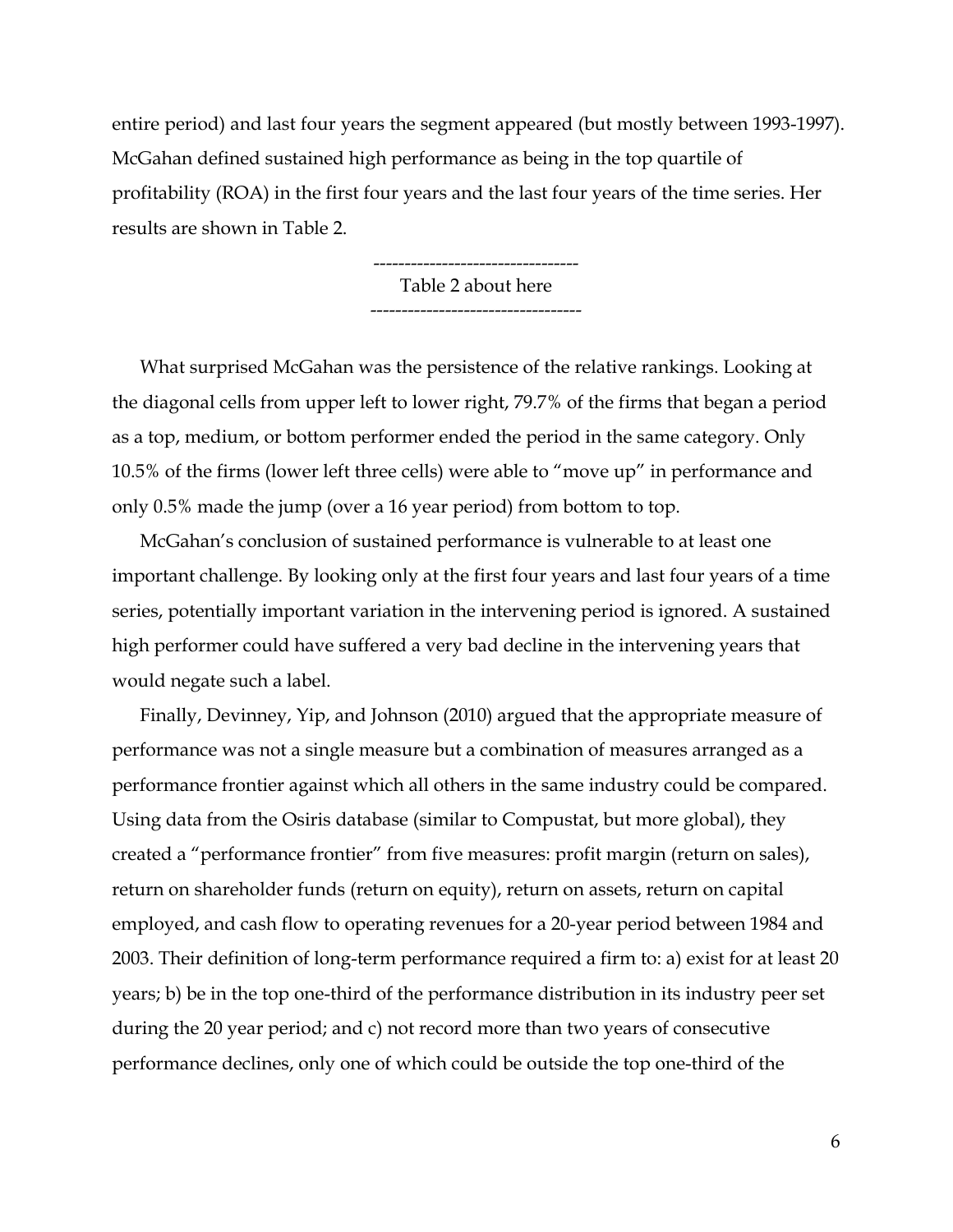entire period) and last four years the segment appeared (but mostly between 1993-1997). McGahan defined sustained high performance as being in the top quartile of profitability (ROA) in the first four years and the last four years of the time series. Her results are shown in Table 2.

---------------------------------
Table 2 about here
----------------------------------

What surprised McGahan was the persistence of the relative rankings. Looking at the diagonal cells from upper left to lower right, 79.7% of the firms that began a period as a top, medium, or bottom performer ended the period in the same category. Only 10.5% of the firms (lower left three cells) were able to "move up" in performance and only 0.5% made the jump (over a 16 year period) from bottom to top.

McGahan's conclusion of sustained performance is vulnerable to at least one important challenge. By looking only at the first four years and last four years of a time series, potentially important variation in the intervening period is ignored. A sustained high performer could have suffered a very bad decline in the intervening years that would negate such a label.

Finally, Devinney, Yip, and Johnson (2010) argued that the appropriate measure of performance was not a single measure but a combination of measures arranged as a performance frontier against which all others in the same industry could be compared. Using data from the Osiris database (similar to Compustat, but more global), they created a "performance frontier" from five measures: profit margin (return on sales), return on shareholder funds (return on equity), return on assets, return on capital employed, and cash flow to operating revenues for a 20-year period between 1984 and 2003. Their definition of long-term performance required a firm to: a) exist for at least 20 years; b) be in the top one-third of the performance distribution in its industry peer set during the 20 year period; and c) not record more than two years of consecutive performance declines, only one of which could be outside the top one-third of the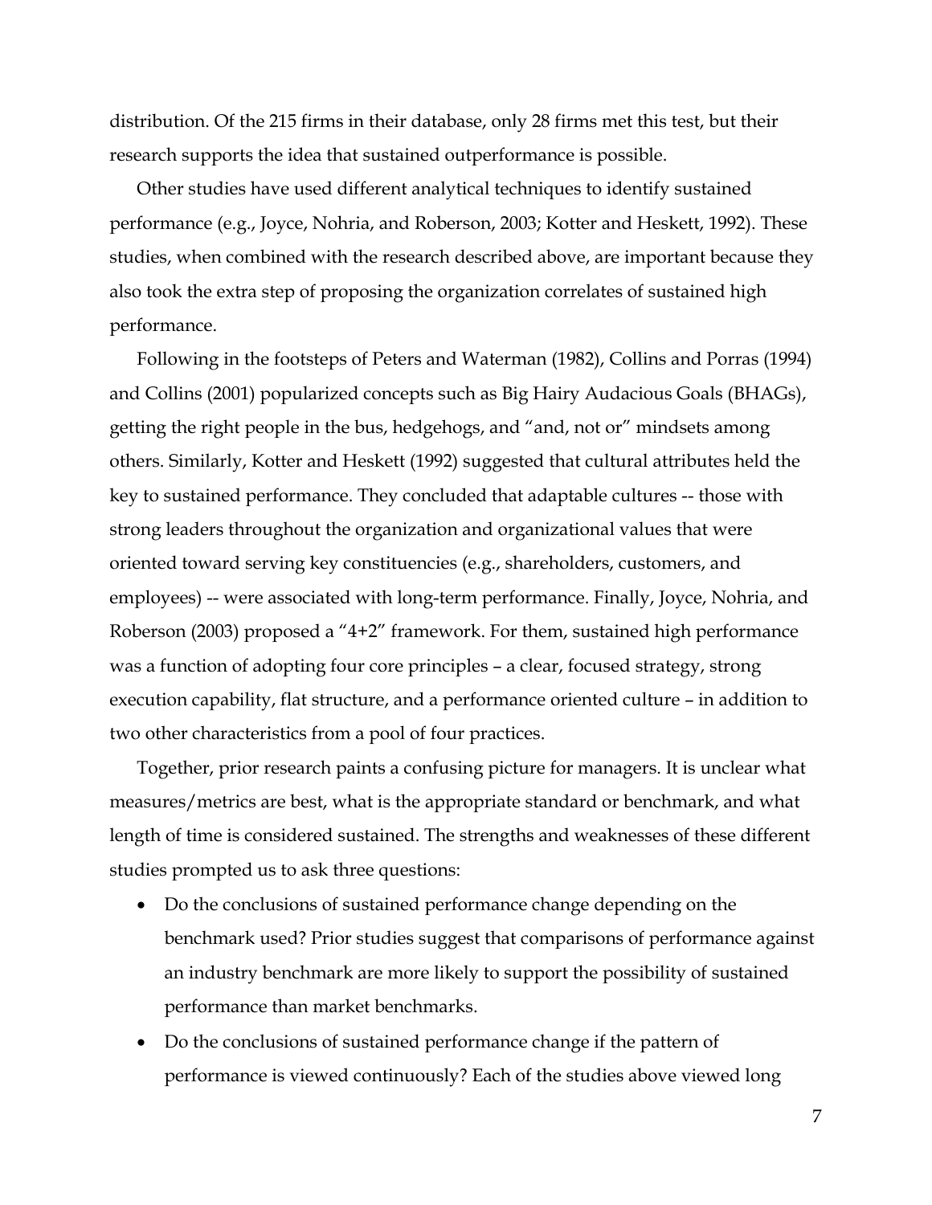distribution. Of the 215 firms in their database, only 28 firms met this test, but their research supports the idea that sustained outperformance is possible.

Other studies have used different analytical techniques to identify sustained performance (e.g., Joyce, Nohria, and Roberson, 2003; Kotter and Heskett, 1992). These studies, when combined with the research described above, are important because they also took the extra step of proposing the organization correlates of sustained high performance.

Following in the footsteps of Peters and Waterman (1982), Collins and Porras (1994) and Collins (2001) popularized concepts such as Big Hairy Audacious Goals (BHAGs), getting the right people in the bus, hedgehogs, and "and, not or" mindsets among others. Similarly, Kotter and Heskett (1992) suggested that cultural attributes held the key to sustained performance. They concluded that adaptable cultures -- those with strong leaders throughout the organization and organizational values that were oriented toward serving key constituencies (e.g., shareholders, customers, and employees) -- were associated with long-term performance. Finally, Joyce, Nohria, and Roberson (2003) proposed a "4+2" framework. For them, sustained high performance was a function of adopting four core principles – a clear, focused strategy, strong execution capability, flat structure, and a performance oriented culture – in addition to two other characteristics from a pool of four practices.

Together, prior research paints a confusing picture for managers. It is unclear what measures/metrics are best, what is the appropriate standard or benchmark, and what length of time is considered sustained. The strengths and weaknesses of these different studies prompted us to ask three questions:

- Do the conclusions of sustained performance change depending on the benchmark used? Prior studies suggest that comparisons of performance against an industry benchmark are more likely to support the possibility of sustained performance than market benchmarks.
- Do the conclusions of sustained performance change if the pattern of performance is viewed continuously? Each of the studies above viewed long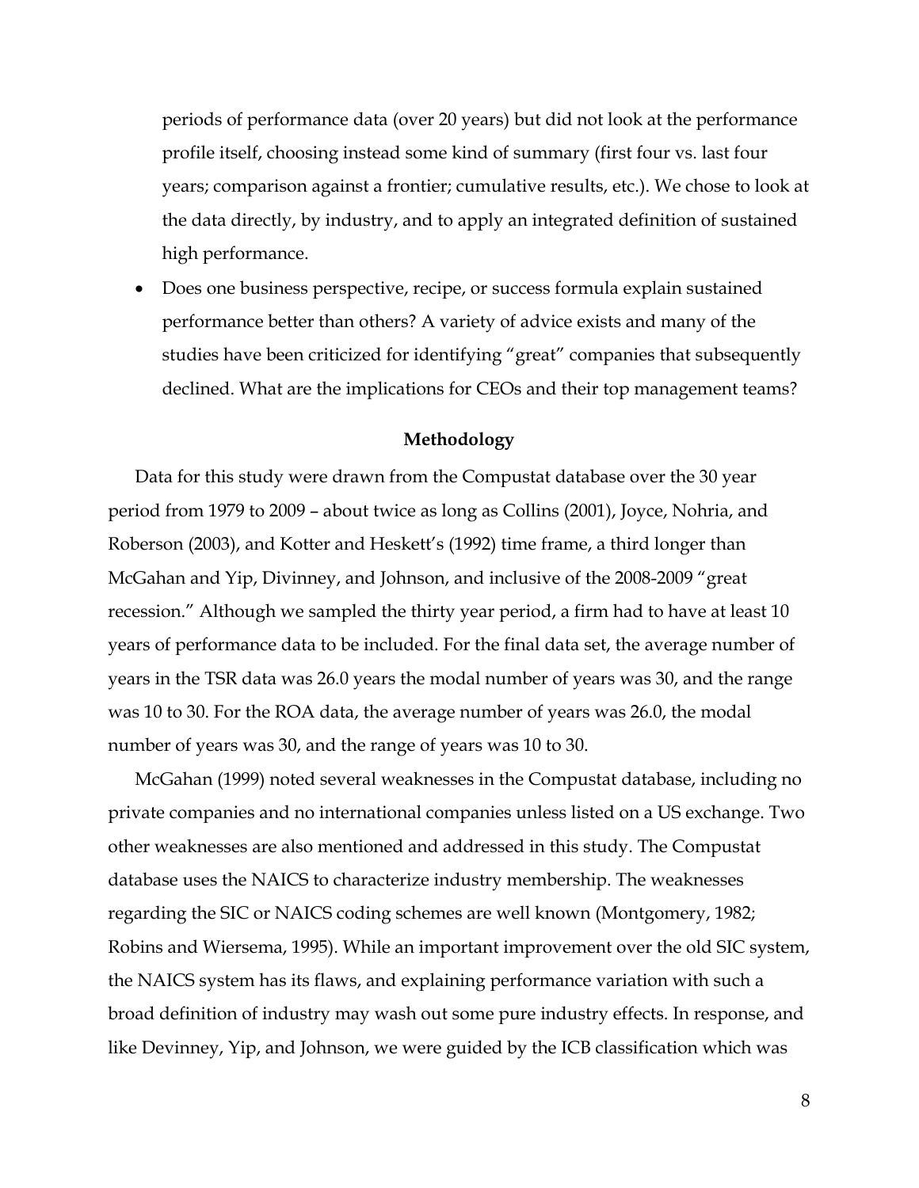periods of performance data (over 20 years) but did not look at the performance profile itself, choosing instead some kind of summary (first four vs. last four years; comparison against a frontier; cumulative results, etc.). We chose to look at the data directly, by industry, and to apply an integrated definition of sustained high performance.

- Does one business perspective, recipe, or success formula explain sustained performance better than others? A variety of advice exists and many of the studies have been criticized for identifying "great" companies that subsequently declined. What are the implications for CEOs and their top management teams?

**Methodology**

Data for this study were drawn from the Compustat database over the 30 year period from 1979 to 2009 – about twice as long as Collins (2001), Joyce, Nohria, and Roberson (2003), and Kotter and Heskett's (1992) time frame, a third longer than McGahan and Yip, Divinney, and Johnson, and inclusive of the 2008-2009 "great recession." Although we sampled the thirty year period, a firm had to have at least 10 years of performance data to be included. For the final data set, the average number of years in the TSR data was 26.0 years the modal number of years was 30, and the range was 10 to 30. For the ROA data, the average number of years was 26.0, the modal number of years was 30, and the range of years was 10 to 30.

McGahan (1999) noted several weaknesses in the Compustat database, including no private companies and no international companies unless listed on a US exchange. Two other weaknesses are also mentioned and addressed in this study. The Compustat database uses the NAICS to characterize industry membership. The weaknesses regarding the SIC or NAICS coding schemes are well known (Montgomery, 1982; Robins and Wiersema, 1995). While an important improvement over the old SIC system, the NAICS system has its flaws, and explaining performance variation with such a broad definition of industry may wash out some pure industry effects. In response, and like Devinney, Yip, and Johnson, we were guided by the ICB classification which was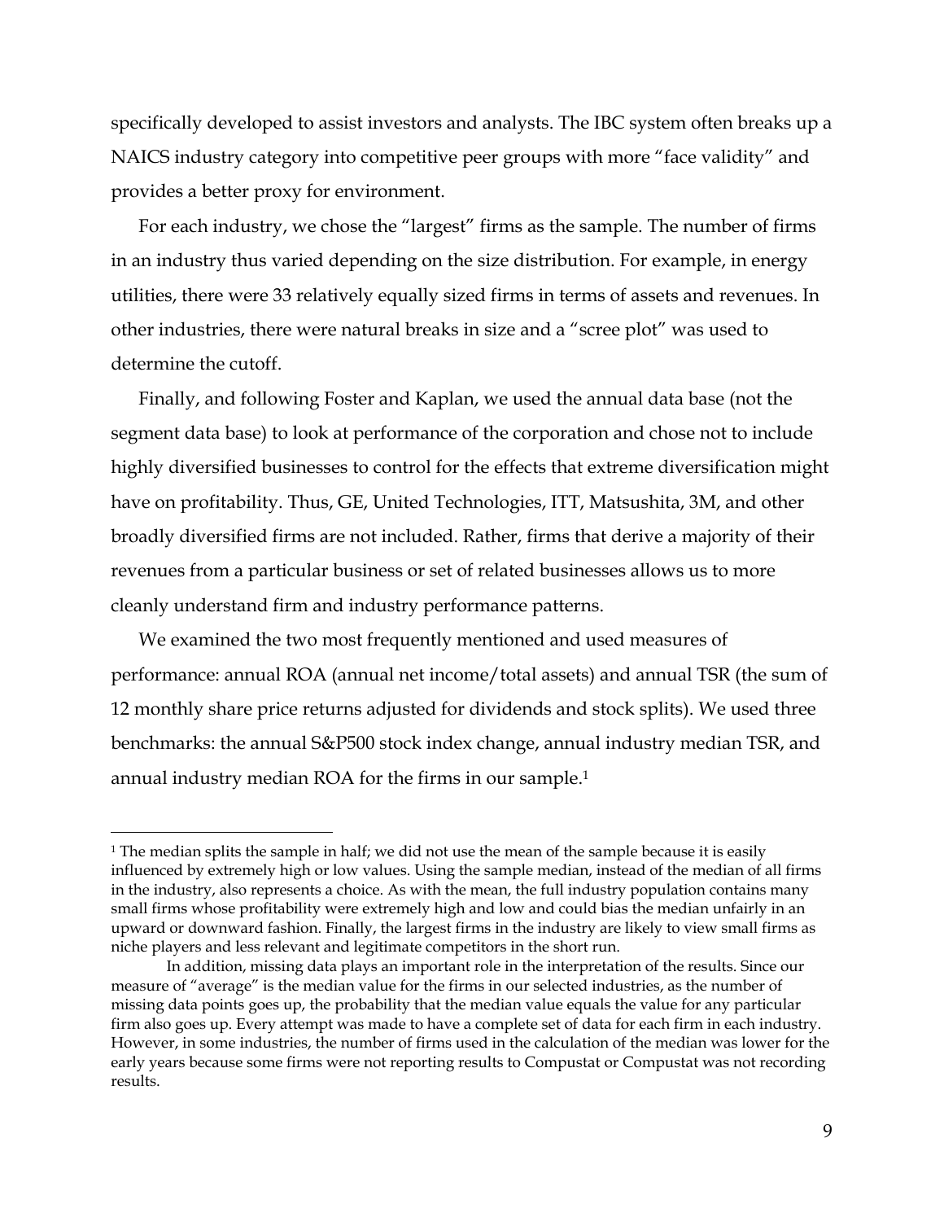specifically developed to assist investors and analysts. The IBC system often breaks up a NAICS industry category into competitive peer groups with more "face validity" and provides a better proxy for environment.

For each industry, we chose the "largest" firms as the sample. The number of firms in an industry thus varied depending on the size distribution. For example, in energy utilities, there were 33 relatively equally sized firms in terms of assets and revenues. In other industries, there were natural breaks in size and a "scree plot" was used to determine the cutoff.

Finally, and following Foster and Kaplan, we used the annual data base (not the segment data base) to look at performance of the corporation and chose not to include highly diversified businesses to control for the effects that extreme diversification might have on profitability. Thus, GE, United Technologies, ITT, Matsushita, 3M, and other broadly diversified firms are not included. Rather, firms that derive a majority of their revenues from a particular business or set of related businesses allows us to more cleanly understand firm and industry performance patterns.

We examined the two most frequently mentioned and used measures of performance: annual ROA (annual net income/total assets) and annual TSR (the sum of 12 monthly share price returns adjusted for dividends and stock splits). We used three benchmarks: the annual S&P500 stock index change, annual industry median TSR, and annual industry median ROA for the firms in our sample.[1]

---

[1] The median splits the sample in half; we did not use the mean of the sample because it is easily influenced by extremely high or low values. Using the sample median, instead of the median of all firms in the industry, also represents a choice. As with the mean, the full industry population contains many small firms whose profitability were extremely high and low and could bias the median unfairly in an upward or downward fashion. Finally, the largest firms in the industry are likely to view small firms as niche players and less relevant and legitimate competitors in the short run.

In addition, missing data plays an important role in the interpretation of the results. Since our measure of "average" is the median value for the firms in our selected industries, as the number of missing data points goes up, the probability that the median value equals the value for any particular firm also goes up. Every attempt was made to have a complete set of data for each firm in each industry. However, in some industries, the number of firms used in the calculation of the median was lower for the early years because some firms were not reporting results to Compustat or Compustat was not recording results.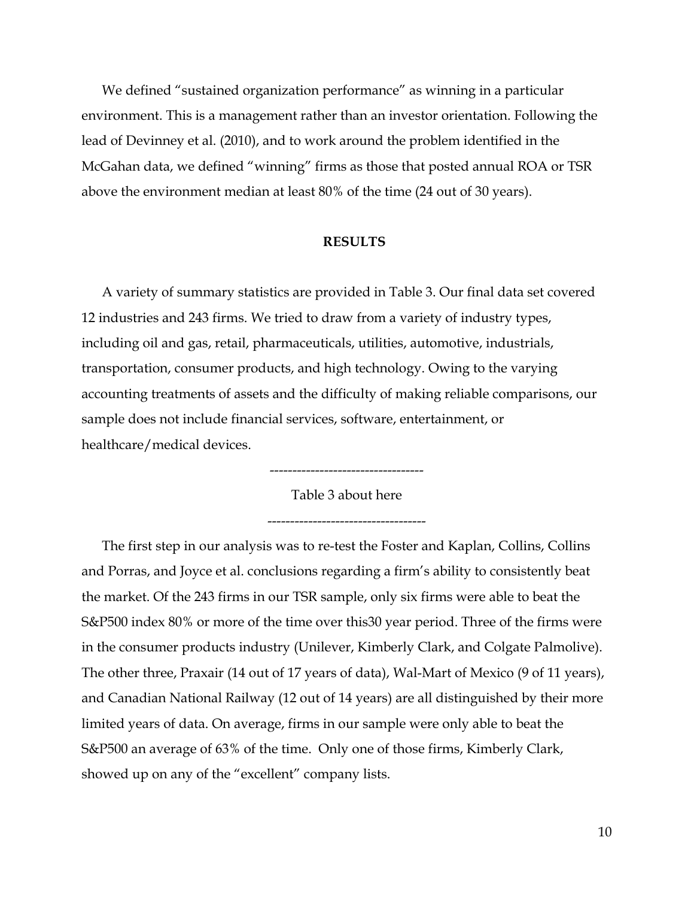We defined "sustained organization performance" as winning in a particular environment. This is a management rather than an investor orientation. Following the lead of Devinney et al. (2010), and to work around the problem identified in the McGahan data, we defined "winning" firms as those that posted annual ROA or TSR above the environment median at least 80% of the time (24 out of 30 years).

## RESULTS

A variety of summary statistics are provided in Table 3. Our final data set covered 12 industries and 243 firms. We tried to draw from a variety of industry types, including oil and gas, retail, pharmaceuticals, utilities, automotive, industrials, transportation, consumer products, and high technology. Owing to the varying accounting treatments of assets and the difficulty of making reliable comparisons, our sample does not include financial services, software, entertainment, or healthcare/medical devices.

----------------------------------

Table 3 about here

-----------------------------------

The first step in our analysis was to re-test the Foster and Kaplan, Collins, Collins and Porras, and Joyce et al. conclusions regarding a firm's ability to consistently beat the market. Of the 243 firms in our TSR sample, only six firms were able to beat the S&P500 index 80% or more of the time over this30 year period. Three of the firms were in the consumer products industry (Unilever, Kimberly Clark, and Colgate Palmolive). The other three, Praxair (14 out of 17 years of data), Wal-Mart of Mexico (9 of 11 years), and Canadian National Railway (12 out of 14 years) are all distinguished by their more limited years of data. On average, firms in our sample were only able to beat the S&P500 an average of 63% of the time. Only one of those firms, Kimberly Clark, showed up on any of the "excellent" company lists.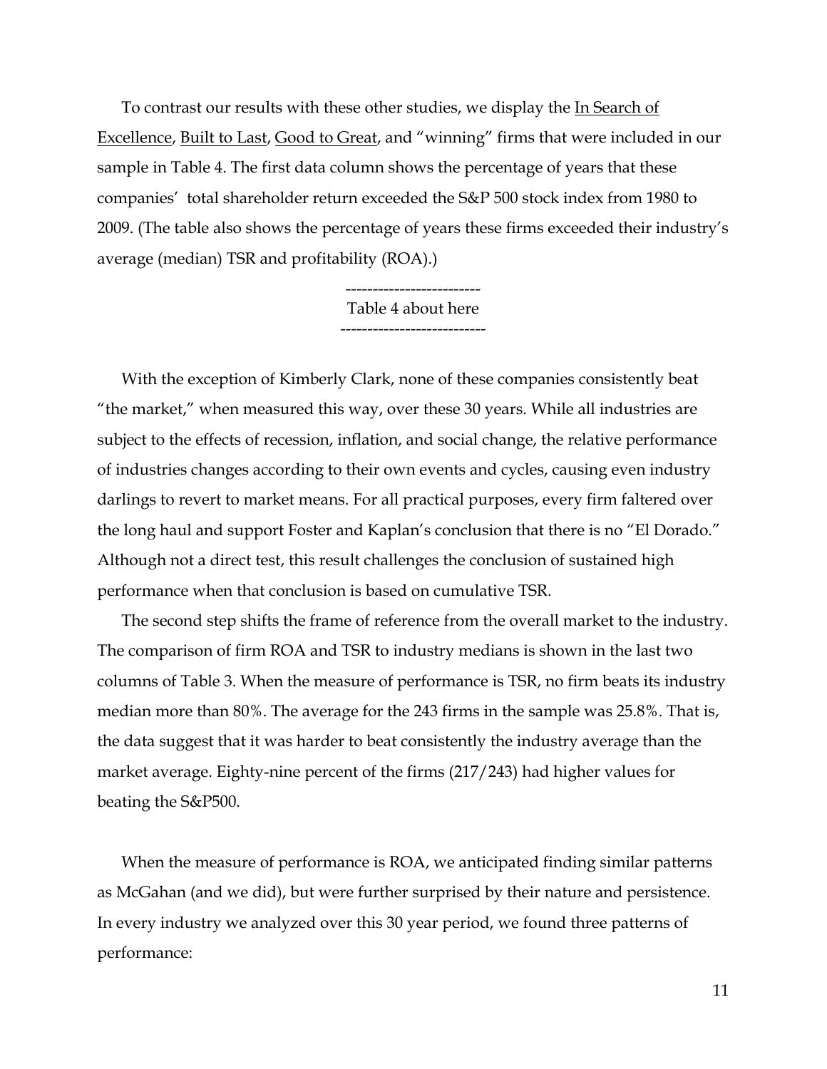To contrast our results with these other studies, we display the In Search of Excellence, Built to Last, Good to Great, and "winning" firms that were included in our sample in Table 4. The first data column shows the percentage of years that these companies' total shareholder return exceeded the S&P 500 stock index from 1980 to 2009. (The table also shows the percentage of years these firms exceeded their industry's average (median) TSR and profitability (ROA).)

-------------------------
Table 4 about here
---------------------------

With the exception of Kimberly Clark, none of these companies consistently beat "the market," when measured this way, over these 30 years. While all industries are subject to the effects of recession, inflation, and social change, the relative performance of industries changes according to their own events and cycles, causing even industry darlings to revert to market means. For all practical purposes, every firm faltered over the long haul and support Foster and Kaplan's conclusion that there is no "El Dorado." Although not a direct test, this result challenges the conclusion of sustained high performance when that conclusion is based on cumulative TSR.

The second step shifts the frame of reference from the overall market to the industry. The comparison of firm ROA and TSR to industry medians is shown in the last two columns of Table 3. When the measure of performance is TSR, no firm beats its industry median more than 80%. The average for the 243 firms in the sample was 25.8%. That is, the data suggest that it was harder to beat consistently the industry average than the market average. Eighty-nine percent of the firms (217/243) had higher values for beating the S&P500.

When the measure of performance is ROA, we anticipated finding similar patterns as McGahan (and we did), but were further surprised by their nature and persistence. In every industry we analyzed over this 30 year period, we found three patterns of performance: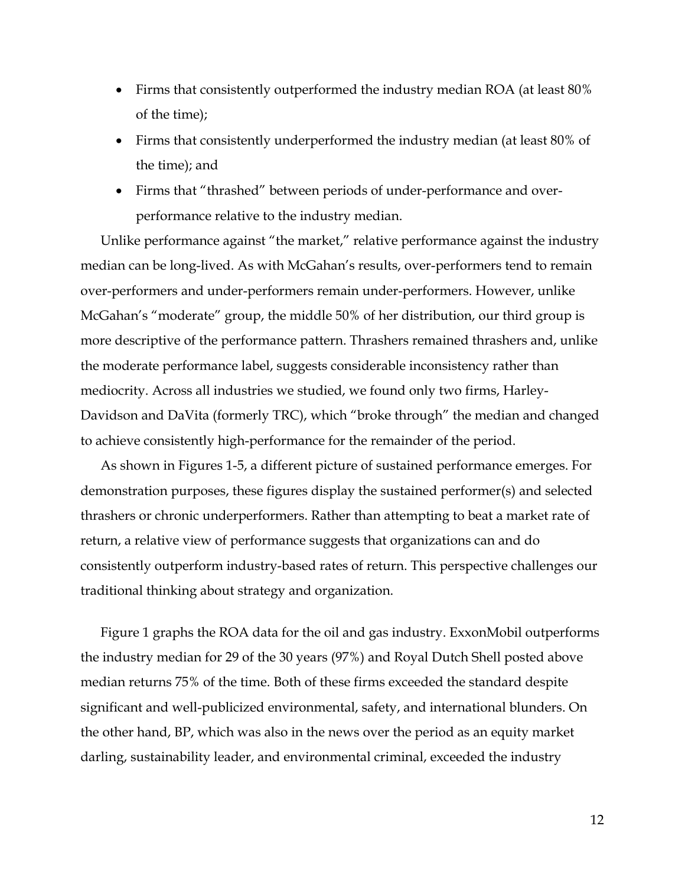- Firms that consistently outperformed the industry median ROA (at least 80% of the time);
- Firms that consistently underperformed the industry median (at least 80% of the time); and
- Firms that "thrashed" between periods of under-performance and over-performance relative to the industry median.

Unlike performance against "the market," relative performance against the industry median can be long-lived. As with McGahan's results, over-performers tend to remain over-performers and under-performers remain under-performers. However, unlike McGahan's "moderate" group, the middle 50% of her distribution, our third group is more descriptive of the performance pattern. Thrashers remained thrashers and, unlike the moderate performance label, suggests considerable inconsistency rather than mediocrity. Across all industries we studied, we found only two firms, Harley-Davidson and DaVita (formerly TRC), which "broke through" the median and changed to achieve consistently high-performance for the remainder of the period.

As shown in Figures 1-5, a different picture of sustained performance emerges. For demonstration purposes, these figures display the sustained performer(s) and selected thrashers or chronic underperformers. Rather than attempting to beat a market rate of return, a relative view of performance suggests that organizations can and do consistently outperform industry-based rates of return. This perspective challenges our traditional thinking about strategy and organization.

Figure 1 graphs the ROA data for the oil and gas industry. ExxonMobil outperforms the industry median for 29 of the 30 years (97%) and Royal Dutch Shell posted above median returns 75% of the time. Both of these firms exceeded the standard despite significant and well-publicized environmental, safety, and international blunders. On the other hand, BP, which was also in the news over the period as an equity market darling, sustainability leader, and environmental criminal, exceeded the industry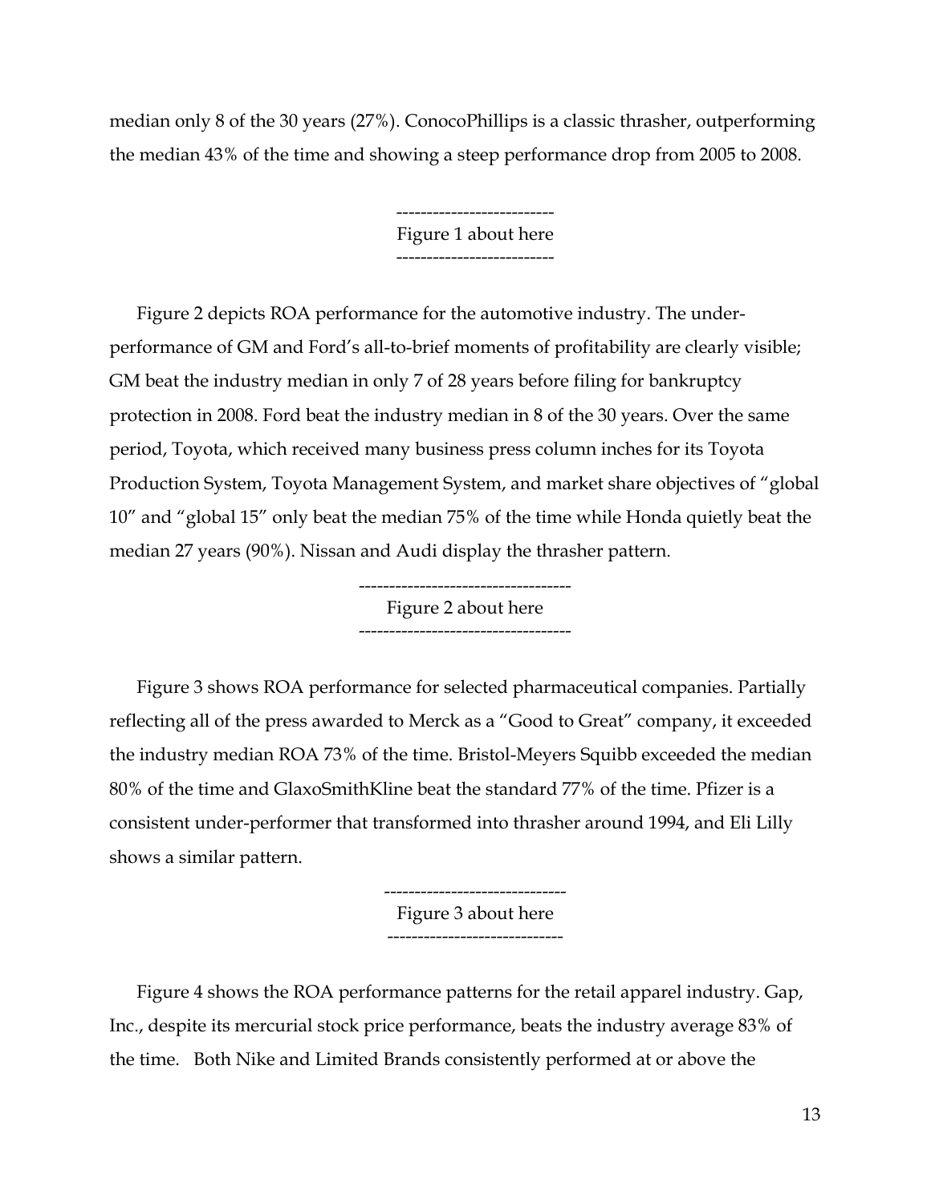median only 8 of the 30 years (27%). ConocoPhillips is a classic thrasher, outperforming the median 43% of the time and showing a steep performance drop from 2005 to 2008.

-------------------------
Figure 1 about here
-------------------------

Figure 2 depicts ROA performance for the automotive industry. The under-performance of GM and Ford's all-to-brief moments of profitability are clearly visible; GM beat the industry median in only 7 of 28 years before filing for bankruptcy protection in 2008. Ford beat the industry median in 8 of the 30 years. Over the same period, Toyota, which received many business press column inches for its Toyota Production System, Toyota Management System, and market share objectives of "global 10" and "global 15" only beat the median 75% of the time while Honda quietly beat the median 27 years (90%). Nissan and Audi display the thrasher pattern.

-----------------------------------
Figure 2 about here
-----------------------------------

Figure 3 shows ROA performance for selected pharmaceutical companies. Partially reflecting all of the press awarded to Merck as a "Good to Great" company, it exceeded the industry median ROA 73% of the time. Bristol-Meyers Squibb exceeded the median 80% of the time and GlaxoSmithKline beat the standard 77% of the time. Pfizer is a consistent under-performer that transformed into thrasher around 1994, and Eli Lilly shows a similar pattern.

------------------------------
Figure 3 about here
-----------------------------

Figure 4 shows the ROA performance patterns for the retail apparel industry. Gap, Inc., despite its mercurial stock price performance, beats the industry average 83% of the time. Both Nike and Limited Brands consistently performed at or above the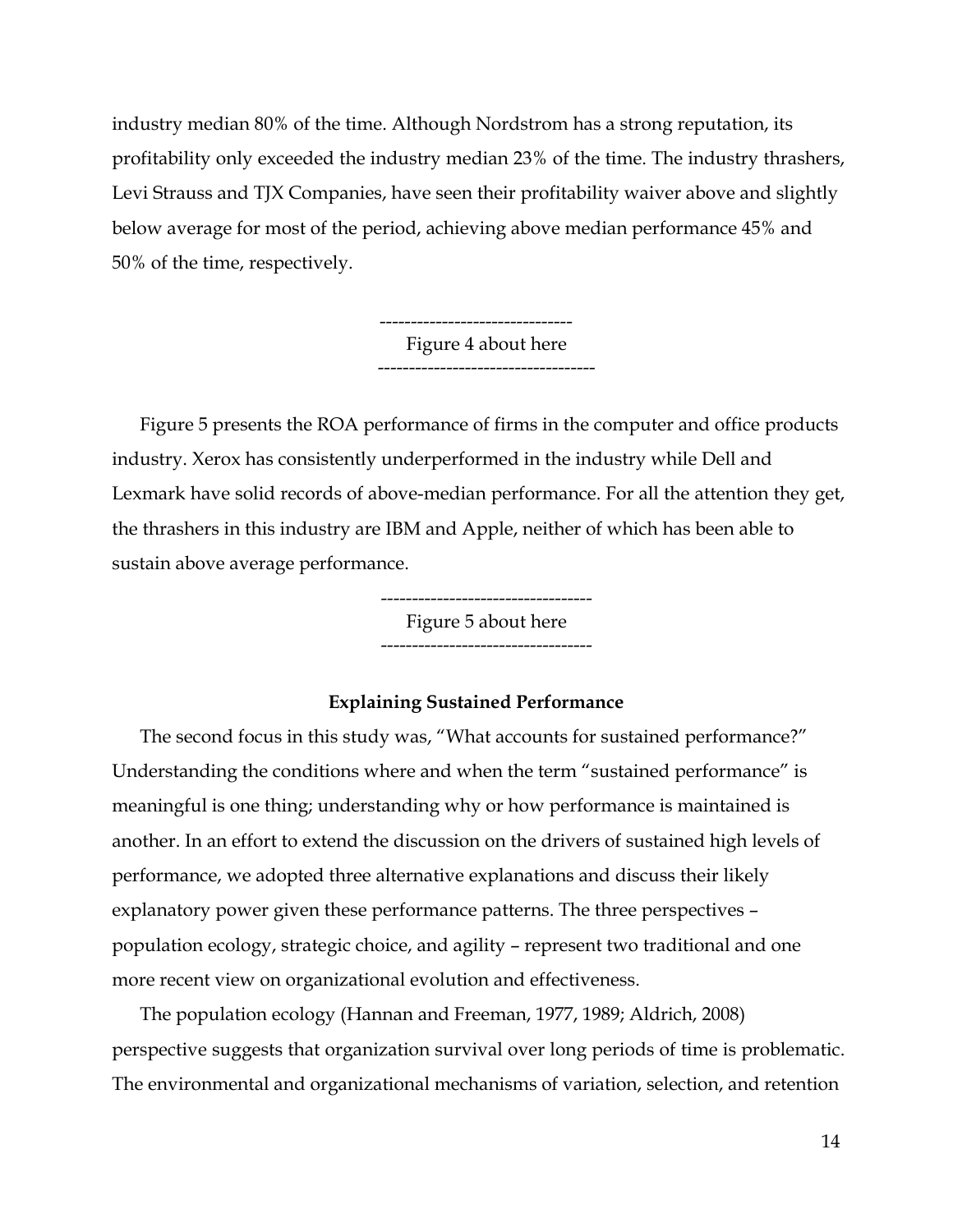industry median 80% of the time. Although Nordstrom has a strong reputation, its profitability only exceeded the industry median 23% of the time. The industry thrashers, Levi Strauss and TJX Companies, have seen their profitability waiver above and slightly below average for most of the period, achieving above median performance 45% and 50% of the time, respectively.

-------------------------------
Figure 4 about here
-----------------------------------

Figure 5 presents the ROA performance of firms in the computer and office products industry. Xerox has consistently underperformed in the industry while Dell and Lexmark have solid records of above-median performance. For all the attention they get, the thrashers in this industry are IBM and Apple, neither of which has been able to sustain above average performance.

----------------------------------
Figure 5 about here
----------------------------------

### Explaining Sustained Performance

The second focus in this study was, "What accounts for sustained performance?" Understanding the conditions where and when the term "sustained performance" is meaningful is one thing; understanding why or how performance is maintained is another. In an effort to extend the discussion on the drivers of sustained high levels of performance, we adopted three alternative explanations and discuss their likely explanatory power given these performance patterns. The three perspectives – population ecology, strategic choice, and agility – represent two traditional and one more recent view on organizational evolution and effectiveness.

The population ecology (Hannan and Freeman, 1977, 1989; Aldrich, 2008) perspective suggests that organization survival over long periods of time is problematic. The environmental and organizational mechanisms of variation, selection, and retention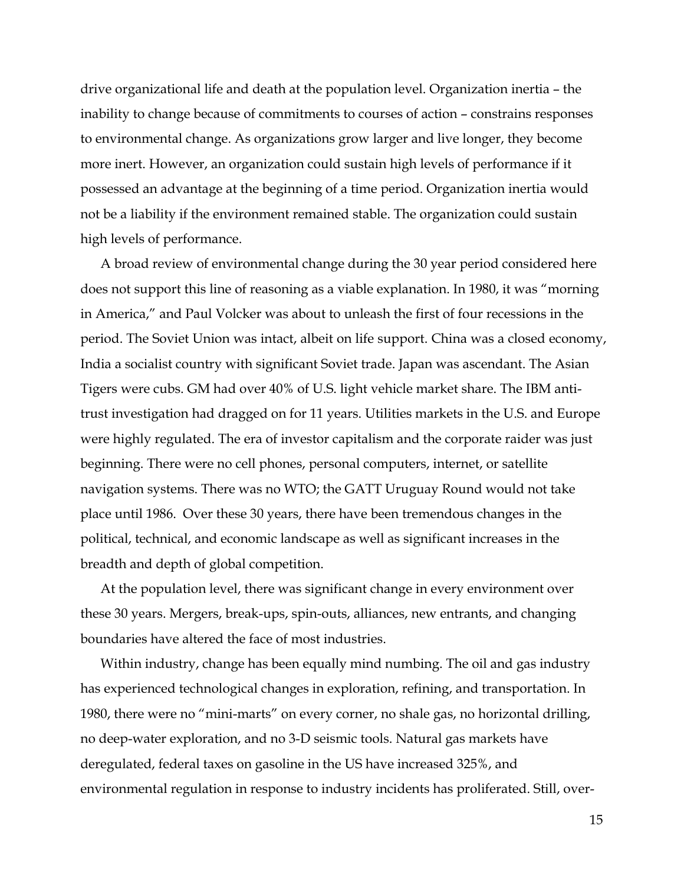drive organizational life and death at the population level. Organization inertia – the inability to change because of commitments to courses of action – constrains responses to environmental change. As organizations grow larger and live longer, they become more inert. However, an organization could sustain high levels of performance if it possessed an advantage at the beginning of a time period. Organization inertia would not be a liability if the environment remained stable. The organization could sustain high levels of performance.

A broad review of environmental change during the 30 year period considered here does not support this line of reasoning as a viable explanation. In 1980, it was "morning in America," and Paul Volcker was about to unleash the first of four recessions in the period. The Soviet Union was intact, albeit on life support. China was a closed economy, India a socialist country with significant Soviet trade. Japan was ascendant. The Asian Tigers were cubs. GM had over 40% of U.S. light vehicle market share. The IBM anti-trust investigation had dragged on for 11 years. Utilities markets in the U.S. and Europe were highly regulated. The era of investor capitalism and the corporate raider was just beginning. There were no cell phones, personal computers, internet, or satellite navigation systems. There was no WTO; the GATT Uruguay Round would not take place until 1986. Over these 30 years, there have been tremendous changes in the political, technical, and economic landscape as well as significant increases in the breadth and depth of global competition.

At the population level, there was significant change in every environment over these 30 years. Mergers, break-ups, spin-outs, alliances, new entrants, and changing boundaries have altered the face of most industries.

Within industry, change has been equally mind numbing. The oil and gas industry has experienced technological changes in exploration, refining, and transportation. In 1980, there were no "mini-marts" on every corner, no shale gas, no horizontal drilling, no deep-water exploration, and no 3-D seismic tools. Natural gas markets have deregulated, federal taxes on gasoline in the US have increased 325%, and environmental regulation in response to industry incidents has proliferated. Still, over-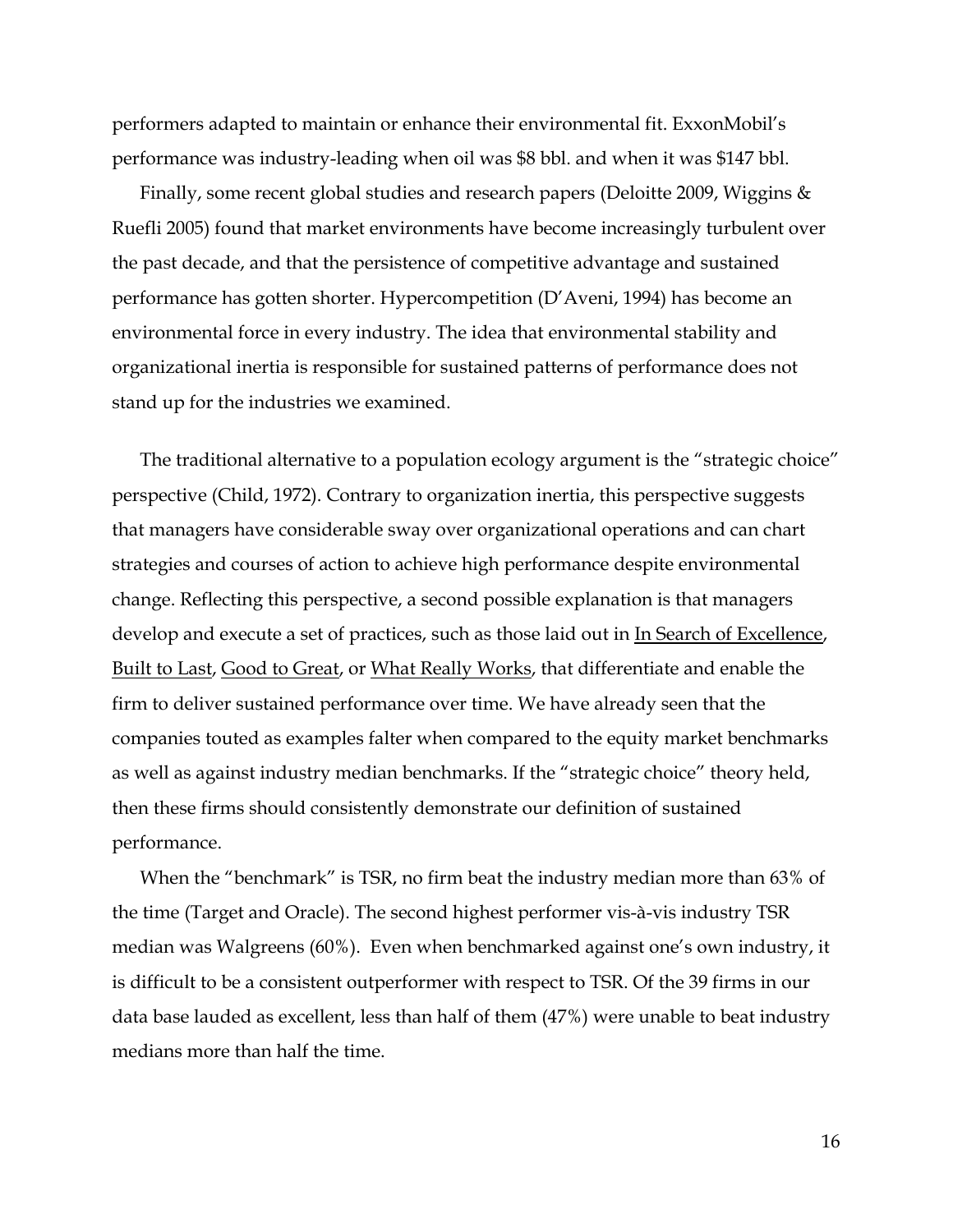performers adapted to maintain or enhance their environmental fit. ExxonMobil's performance was industry-leading when oil was $8 bbl. and when it was $147 bbl.

Finally, some recent global studies and research papers (Deloitte 2009, Wiggins & Ruefli 2005) found that market environments have become increasingly turbulent over the past decade, and that the persistence of competitive advantage and sustained performance has gotten shorter. Hypercompetition (D'Aveni, 1994) has become an environmental force in every industry. The idea that environmental stability and organizational inertia is responsible for sustained patterns of performance does not stand up for the industries we examined.

The traditional alternative to a population ecology argument is the "strategic choice" perspective (Child, 1972). Contrary to organization inertia, this perspective suggests that managers have considerable sway over organizational operations and can chart strategies and courses of action to achieve high performance despite environmental change. Reflecting this perspective, a second possible explanation is that managers develop and execute a set of practices, such as those laid out in <u>In Search of Excellence</u>, <u>Built to Last</u>, <u>Good to Great</u>, or <u>What Really Works</u>, that differentiate and enable the firm to deliver sustained performance over time. We have already seen that the companies touted as examples falter when compared to the equity market benchmarks as well as against industry median benchmarks. If the "strategic choice" theory held, then these firms should consistently demonstrate our definition of sustained performance.

When the "benchmark" is TSR, no firm beat the industry median more than 63% of the time (Target and Oracle). The second highest performer vis-à-vis industry TSR median was Walgreens (60%). Even when benchmarked against one's own industry, it is difficult to be a consistent outperformer with respect to TSR. Of the 39 firms in our data base lauded as excellent, less than half of them (47%) were unable to beat industry medians more than half the time.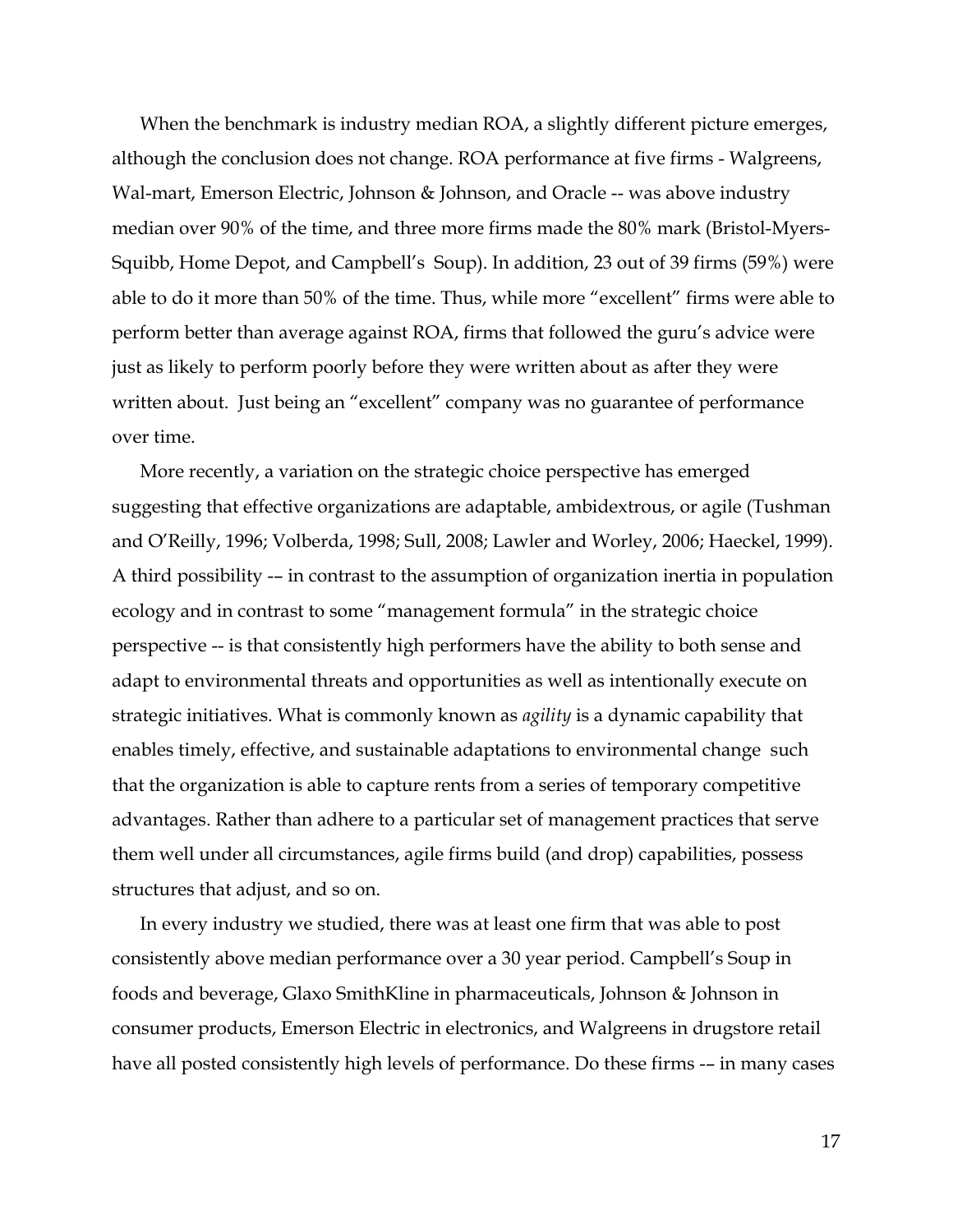When the benchmark is industry median ROA, a slightly different picture emerges, although the conclusion does not change. ROA performance at five firms - Walgreens, Wal-mart, Emerson Electric, Johnson & Johnson, and Oracle -- was above industry median over 90% of the time, and three more firms made the 80% mark (Bristol-Myers-Squibb, Home Depot, and Campbell's Soup). In addition, 23 out of 39 firms (59%) were able to do it more than 50% of the time. Thus, while more "excellent" firms were able to perform better than average against ROA, firms that followed the guru's advice were just as likely to perform poorly before they were written about as after they were written about. Just being an "excellent" company was no guarantee of performance over time.

More recently, a variation on the strategic choice perspective has emerged suggesting that effective organizations are adaptable, ambidextrous, or agile (Tushman and O'Reilly, 1996; Volberda, 1998; Sull, 2008; Lawler and Worley, 2006; Haeckel, 1999). A third possibility -– in contrast to the assumption of organization inertia in population ecology and in contrast to some "management formula" in the strategic choice perspective -- is that consistently high performers have the ability to both sense and adapt to environmental threats and opportunities as well as intentionally execute on strategic initiatives. What is commonly known as *agility* is a dynamic capability that enables timely, effective, and sustainable adaptations to environmental change such that the organization is able to capture rents from a series of temporary competitive advantages. Rather than adhere to a particular set of management practices that serve them well under all circumstances, agile firms build (and drop) capabilities, possess structures that adjust, and so on.

In every industry we studied, there was at least one firm that was able to post consistently above median performance over a 30 year period. Campbell's Soup in foods and beverage, Glaxo SmithKline in pharmaceuticals, Johnson & Johnson in consumer products, Emerson Electric in electronics, and Walgreens in drugstore retail have all posted consistently high levels of performance. Do these firms -– in many cases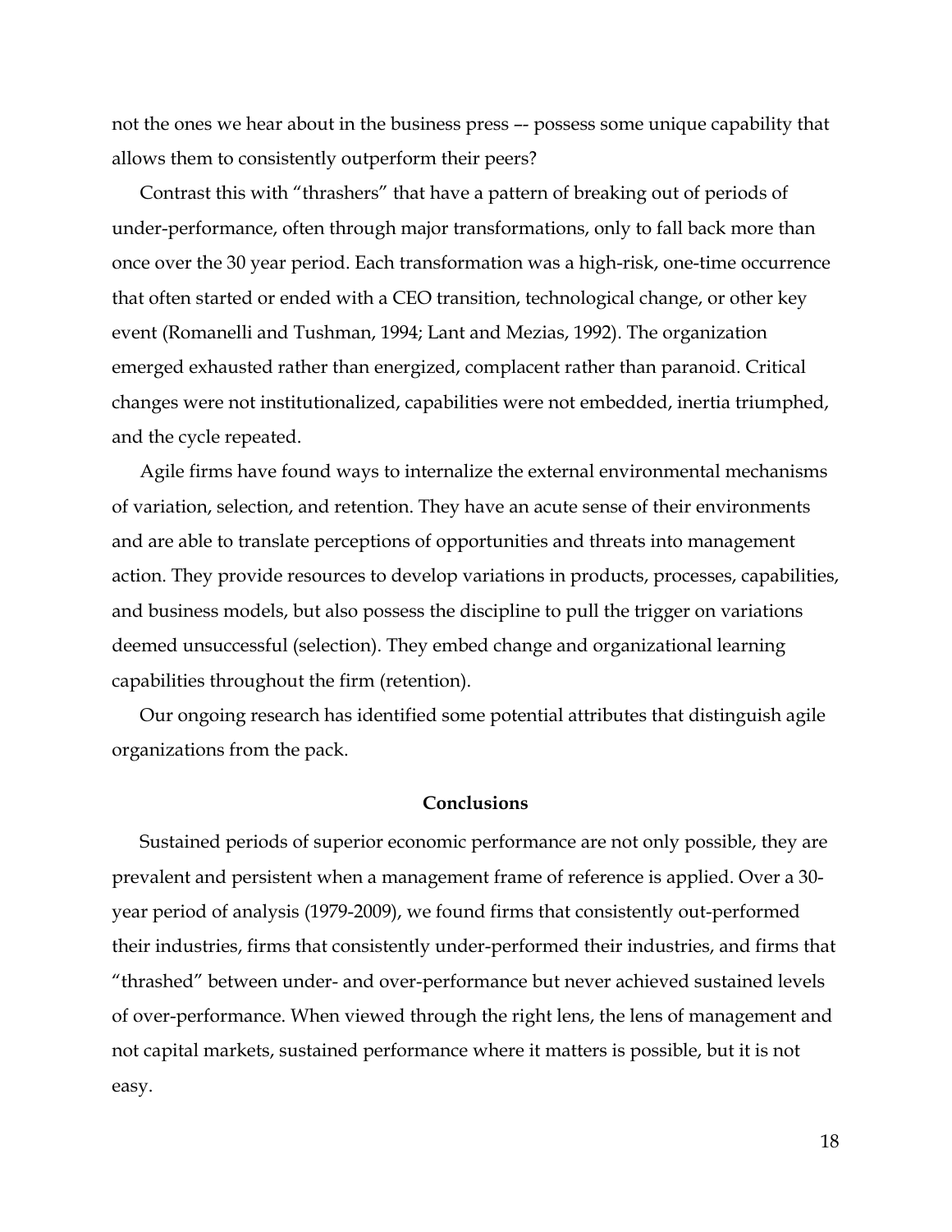not the ones we hear about in the business press –- possess some unique capability that allows them to consistently outperform their peers?

Contrast this with “thrashers” that have a pattern of breaking out of periods of under-performance, often through major transformations, only to fall back more than once over the 30 year period. Each transformation was a high-risk, one-time occurrence that often started or ended with a CEO transition, technological change, or other key event (Romanelli and Tushman, 1994; Lant and Mezias, 1992). The organization emerged exhausted rather than energized, complacent rather than paranoid. Critical changes were not institutionalized, capabilities were not embedded, inertia triumphed, and the cycle repeated.

Agile firms have found ways to internalize the external environmental mechanisms of variation, selection, and retention. They have an acute sense of their environments and are able to translate perceptions of opportunities and threats into management action. They provide resources to develop variations in products, processes, capabilities, and business models, but also possess the discipline to pull the trigger on variations deemed unsuccessful (selection). They embed change and organizational learning capabilities throughout the firm (retention).

Our ongoing research has identified some potential attributes that distinguish agile organizations from the pack.

## Conclusions

Sustained periods of superior economic performance are not only possible, they are prevalent and persistent when a management frame of reference is applied. Over a 30-year period of analysis (1979-2009), we found firms that consistently out-performed their industries, firms that consistently under-performed their industries, and firms that “thrashed” between under- and over-performance but never achieved sustained levels of over-performance. When viewed through the right lens, the lens of management and not capital markets, sustained performance where it matters is possible, but it is not easy.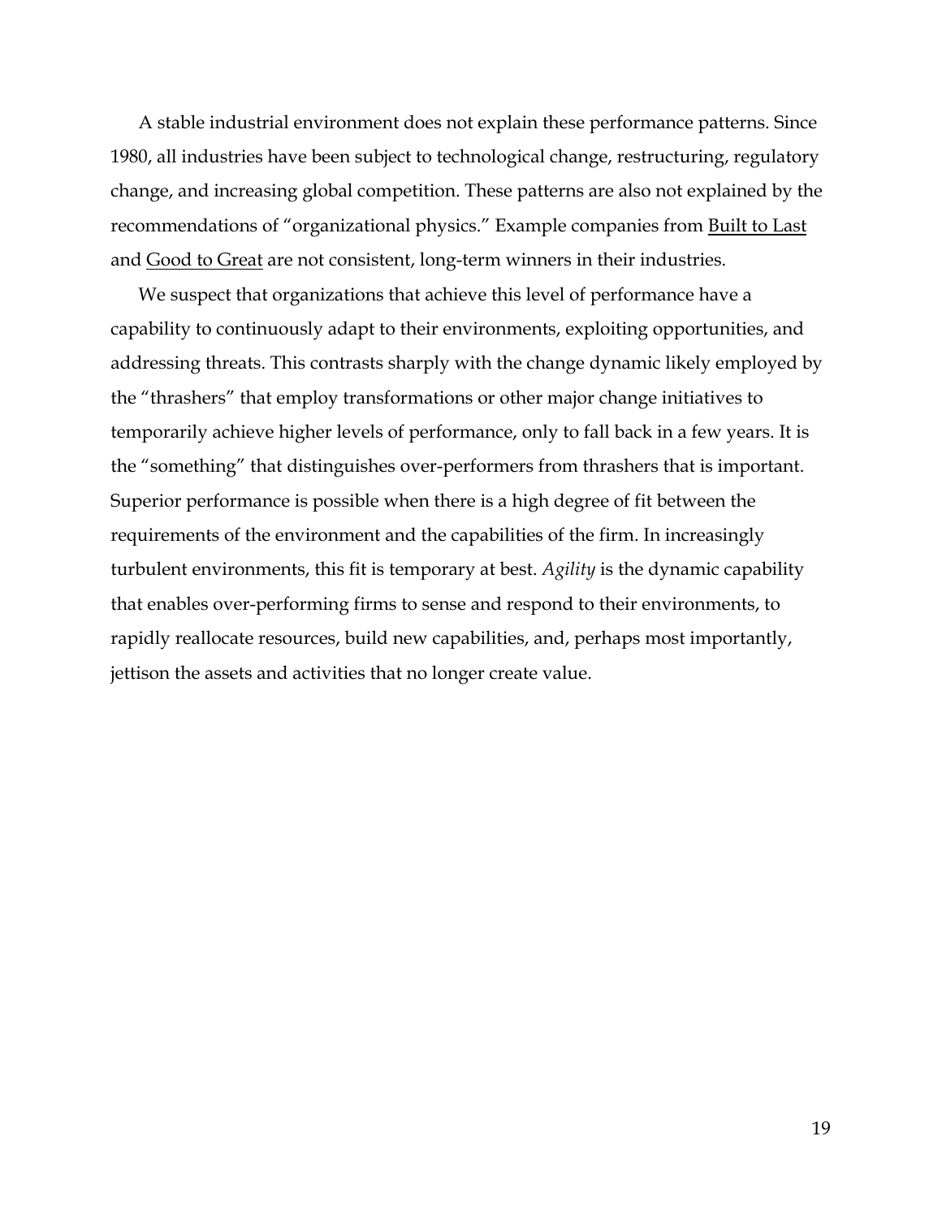A stable industrial environment does not explain these performance patterns. Since 1980, all industries have been subject to technological change, restructuring, regulatory change, and increasing global competition. These patterns are also not explained by the recommendations of "organizational physics." Example companies from Built to Last and Good to Great are not consistent, long-term winners in their industries.

We suspect that organizations that achieve this level of performance have a capability to continuously adapt to their environments, exploiting opportunities, and addressing threats. This contrasts sharply with the change dynamic likely employed by the "thrashers" that employ transformations or other major change initiatives to temporarily achieve higher levels of performance, only to fall back in a few years. It is the "something" that distinguishes over-performers from thrashers that is important. Superior performance is possible when there is a high degree of fit between the requirements of the environment and the capabilities of the firm. In increasingly turbulent environments, this fit is temporary at best. *Agility* is the dynamic capability that enables over-performing firms to sense and respond to their environments, to rapidly reallocate resources, build new capabilities, and, perhaps most importantly, jettison the assets and activities that no longer create value.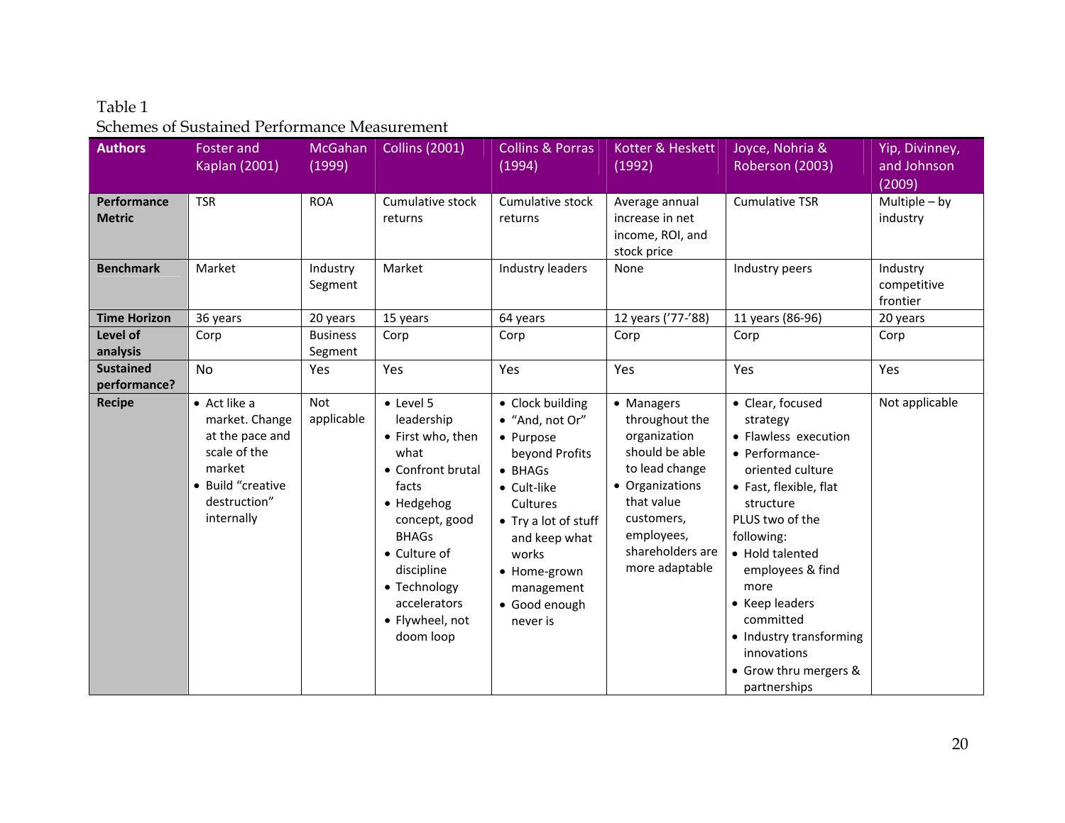Table 1
Schemes of Sustained Performance Measurement

| Authors | Foster and Kaplan (2001) | McGahan (1999) | Collins (2001) | Collins & Porras (1994) | Kotter & Heskett (1992) | Joyce, Nohria & Roberson (2003) | Yip, Divinney, and Johnson (2009) |
|---|---|---|---|---|---|---|---|
| **Performance Metric** | TSR | ROA | Cumulative stock returns | Cumulative stock returns | Average annual increase in net income, ROI, and stock price | Cumulative TSR | Multiple – by industry |
| **Benchmark** | Market | Industry Segment | Market | Industry leaders | None | Industry peers | Industry competitive frontier |
| **Time Horizon** | 36 years | 20 years | 15 years | 64 years | 12 years ('77-'88) | 11 years (86-96) | 20 years |
| **Level of analysis** | Corp | Business Segment | Corp | Corp | Corp | Corp | Corp |
| **Sustained performance?** | No | Yes | Yes | Yes | Yes | Yes | Yes |
| **Recipe** | • Act like a market. Change at the pace and scale of the market<br>• Build "creative destruction" internally | Not applicable | • Level 5 leadership<br>• First who, then what<br>• Confront brutal facts<br>• Hedgehog concept, good BHAGs<br>• Culture of discipline<br>• Technology accelerators<br>• Flywheel, not doom loop | • Clock building<br>• "And, not Or"<br>• Purpose beyond Profits<br>• BHAGs<br>• Cult-like Cultures<br>• Try a lot of stuff and keep what works<br>• Home-grown management<br>• Good enough never is | • Managers throughout the organization should be able to lead change<br>• Organizations that value customers, employees, shareholders are more adaptable | • Clear, focused strategy<br>• Flawless execution<br>• Performance-oriented culture<br>• Fast, flexible, flat structure<br>PLUS two of the following:<br>• Hold talented employees & find more<br>• Keep leaders committed<br>• Industry transforming innovations<br>• Grow thru mergers & partnerships | Not applicable |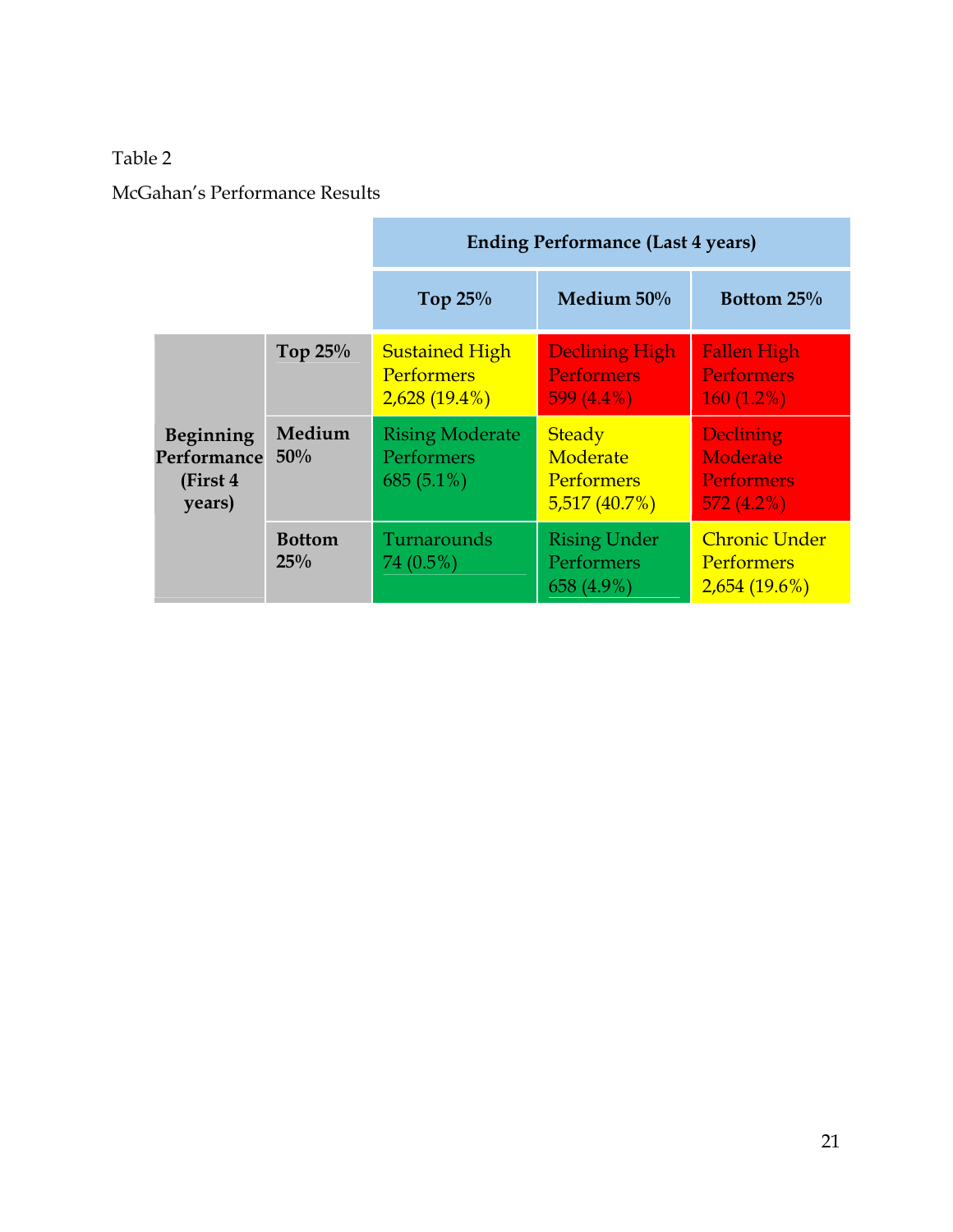Table 2

McGahan's Performance Results

| | | Ending Performance (Last 4 years) | | |
|---|---|---|---|---|
| | | **Top 25%** | **Medium 50%** | **Bottom 25%** |
| **Beginning Performance (First 4 years)** | **Top 25%** | Sustained High Performers 2,628 (19.4%) | Declining High Performers 599 (4.4%) | Fallen High Performers 160 (1.2%) |
| | **Medium 50%** | Rising Moderate Performers 685 (5.1%) | Steady Moderate Performers 5,517 (40.7%) | Declining Moderate Performers 572 (4.2%) |
| | **Bottom 25%** | Turnarounds 74 (0.5%) | Rising Under Performers 658 (4.9%) | Chronic Under Performers 2,654 (19.6%) |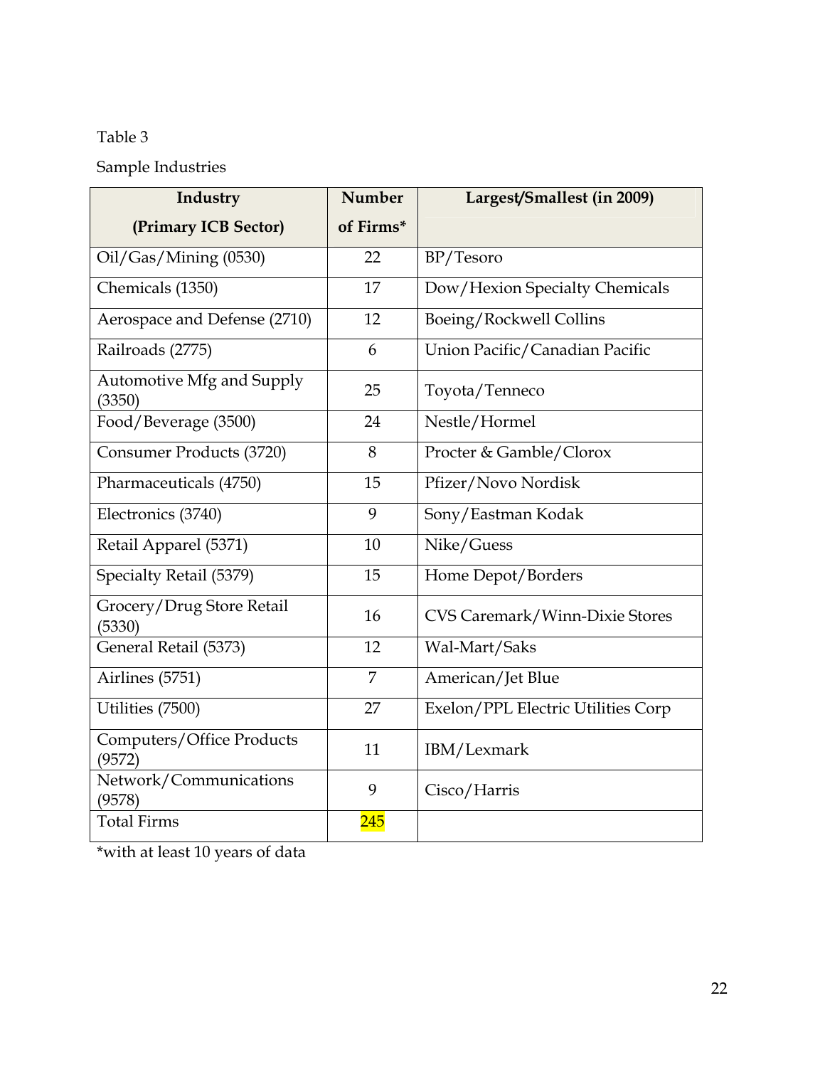Table 3

Sample Industries

| Industry (Primary ICB Sector) | Number of Firms* | Largest/Smallest (in 2009) |
|---|---|---|
| Oil/Gas/Mining (0530) | 22 | BP/Tesoro |
| Chemicals (1350) | 17 | Dow/Hexion Specialty Chemicals |
| Aerospace and Defense (2710) | 12 | Boeing/Rockwell Collins |
| Railroads (2775) | 6 | Union Pacific/Canadian Pacific |
| Automotive Mfg and Supply (3350) | 25 | Toyota/Tenneco |
| Food/Beverage (3500) | 24 | Nestle/Hormel |
| Consumer Products (3720) | 8 | Procter & Gamble/Clorox |
| Pharmaceuticals (4750) | 15 | Pfizer/Novo Nordisk |
| Electronics (3740) | 9 | Sony/Eastman Kodak |
| Retail Apparel (5371) | 10 | Nike/Guess |
| Specialty Retail (5379) | 15 | Home Depot/Borders |
| Grocery/Drug Store Retail (5330) | 16 | CVS Caremark/Winn-Dixie Stores |
| General Retail (5373) | 12 | Wal-Mart/Saks |
| Airlines (5751) | 7 | American/Jet Blue |
| Utilities (7500) | 27 | Exelon/PPL Electric Utilities Corp |
| Computers/Office Products (9572) | 11 | IBM/Lexmark |
| Network/Communications (9578) | 9 | Cisco/Harris |
| Total Firms | 245 | |

*with at least 10 years of data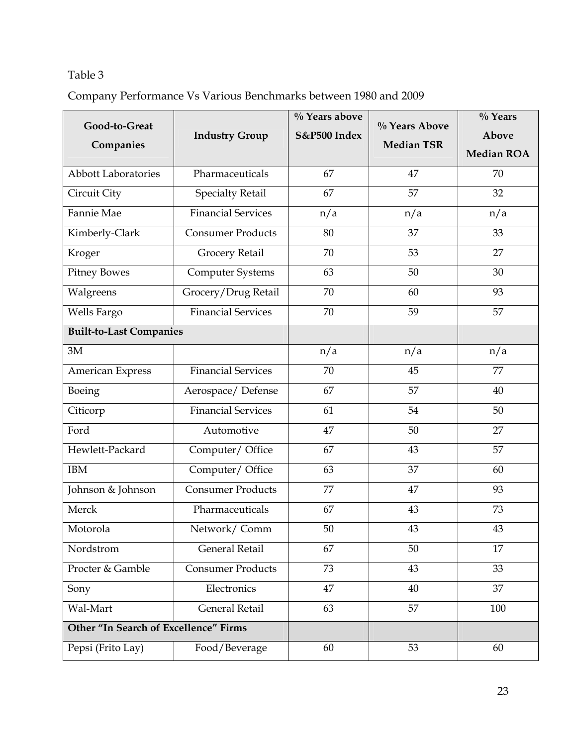Table 3

Company Performance Vs Various Benchmarks between 1980 and 2009

| Good-to-Great Companies | Industry Group | % Years above S&P500 Index | % Years Above Median TSR | % Years Above Median ROA |
|---|---|---|---|---|
| Abbott Laboratories | Pharmaceuticals | 67 | 47 | 70 |
| Circuit City | Specialty Retail | 67 | 57 | 32 |
| Fannie Mae | Financial Services | n/a | n/a | n/a |
| Kimberly-Clark | Consumer Products | 80 | 37 | 33 |
| Kroger | Grocery Retail | 70 | 53 | 27 |
| Pitney Bowes | Computer Systems | 63 | 50 | 30 |
| Walgreens | Grocery/Drug Retail | 70 | 60 | 93 |
| Wells Fargo | Financial Services | 70 | 59 | 57 |
| **Built-to-Last Companies** | | | | |
| 3M | | n/a | n/a | n/a |
| American Express | Financial Services | 70 | 45 | 77 |
| Boeing | Aerospace/ Defense | 67 | 57 | 40 |
| Citicorp | Financial Services | 61 | 54 | 50 |
| Ford | Automotive | 47 | 50 | 27 |
| Hewlett-Packard | Computer/ Office | 67 | 43 | 57 |
| IBM | Computer/ Office | 63 | 37 | 60 |
| Johnson & Johnson | Consumer Products | 77 | 47 | 93 |
| Merck | Pharmaceuticals | 67 | 43 | 73 |
| Motorola | Network/ Comm | 50 | 43 | 43 |
| Nordstrom | General Retail | 67 | 50 | 17 |
| Procter & Gamble | Consumer Products | 73 | 43 | 33 |
| Sony | Electronics | 47 | 40 | 37 |
| Wal-Mart | General Retail | 63 | 57 | 100 |
| **Other "In Search of Excellence" Firms** | | | | |
| Pepsi (Frito Lay) | Food/Beverage | 60 | 53 | 60 |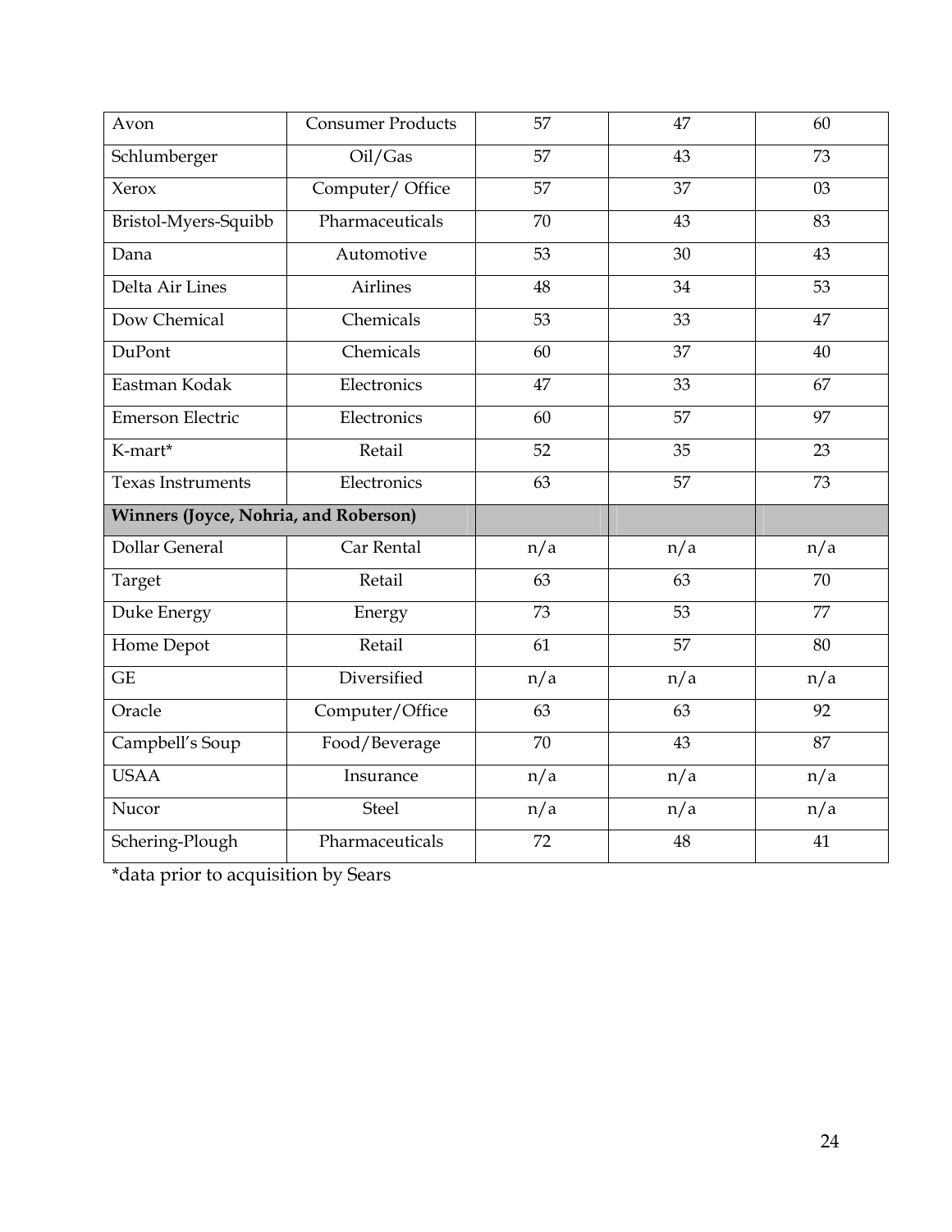| | | | | |
|---|---|---|---|---|
| Avon | Consumer Products | 57 | 47 | 60 |
| Schlumberger | Oil/Gas | 57 | 43 | 73 |
| Xerox | Computer/ Office | 57 | 37 | 03 |
| Bristol-Myers-Squibb | Pharmaceuticals | 70 | 43 | 83 |
| Dana | Automotive | 53 | 30 | 43 |
| Delta Air Lines | Airlines | 48 | 34 | 53 |
| Dow Chemical | Chemicals | 53 | 33 | 47 |
| DuPont | Chemicals | 60 | 37 | 40 |
| Eastman Kodak | Electronics | 47 | 33 | 67 |
| Emerson Electric | Electronics | 60 | 57 | 97 |
| K-mart* | Retail | 52 | 35 | 23 |
| Texas Instruments | Electronics | 63 | 57 | 73 |
| **Winners (Joyce, Nohria, and Roberson)** | | | | |
| Dollar General | Car Rental | n/a | n/a | n/a |
| Target | Retail | 63 | 63 | 70 |
| Duke Energy | Energy | 73 | 53 | 77 |
| Home Depot | Retail | 61 | 57 | 80 |
| GE | Diversified | n/a | n/a | n/a |
| Oracle | Computer/Office | 63 | 63 | 92 |
| Campbell's Soup | Food/Beverage | 70 | 43 | 87 |
| USAA | Insurance | n/a | n/a | n/a |
| Nucor | Steel | n/a | n/a | n/a |
| Schering-Plough | Pharmaceuticals | 72 | 48 | 41 |

*data prior to acquisition by Sears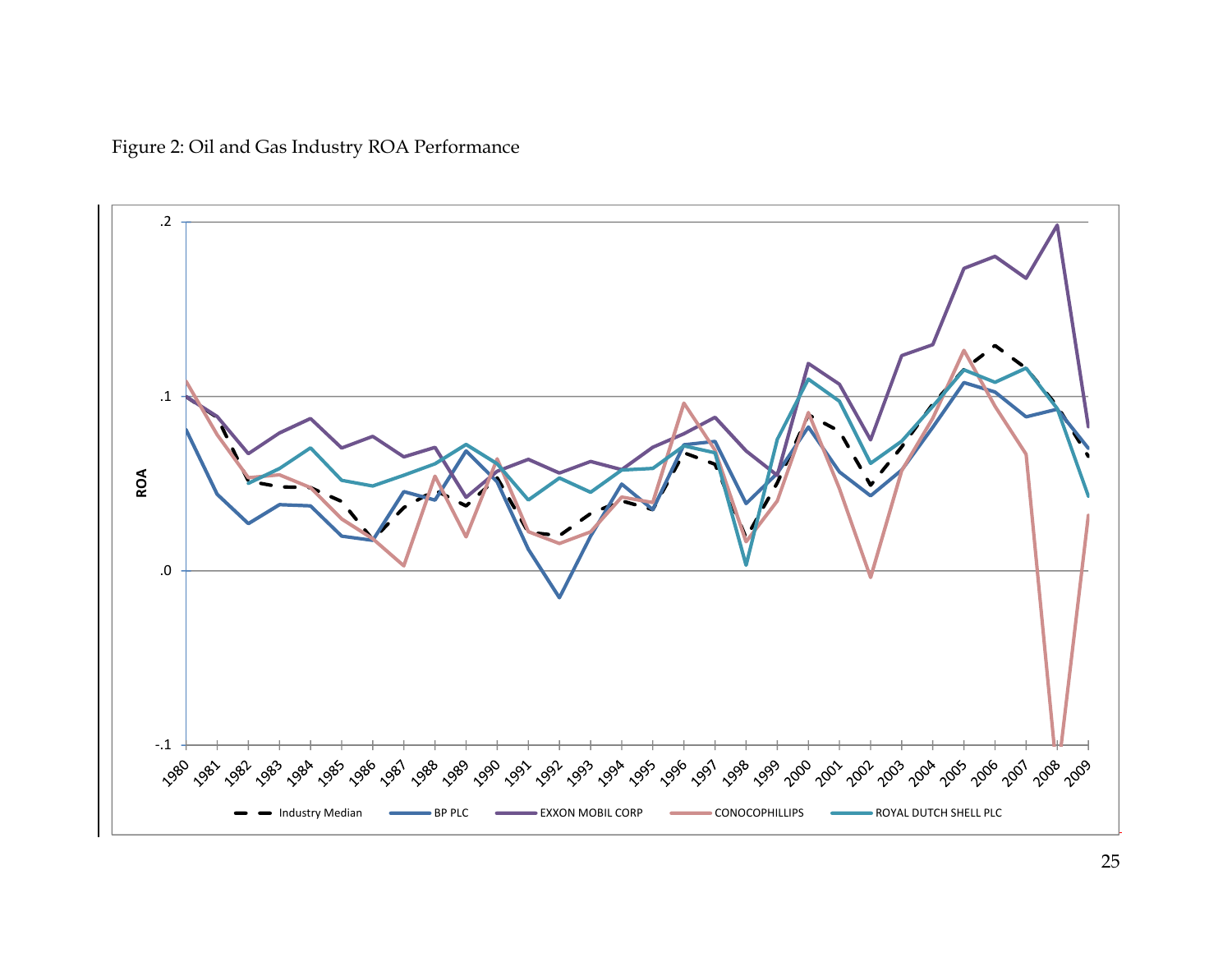Figure 2: Oil and Gas Industry ROA Performance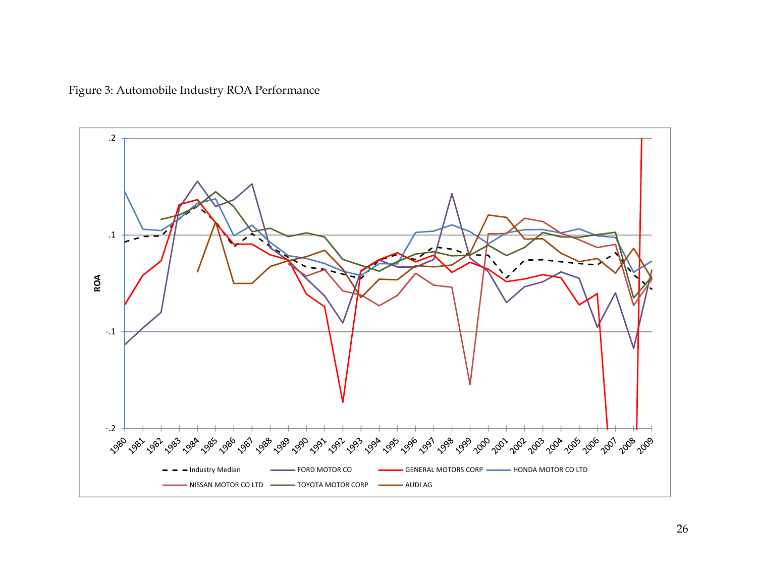Figure 3: Automobile Industry ROA Performance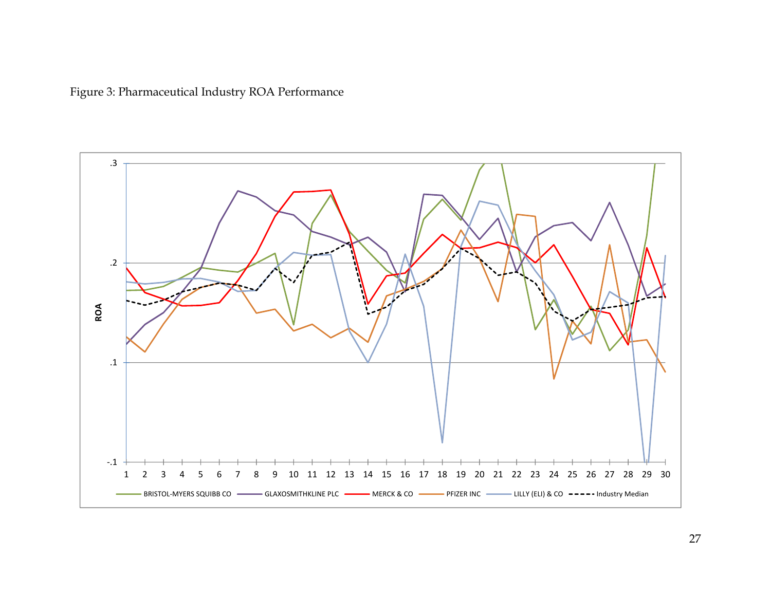Figure 3: Pharmaceutical Industry ROA Performance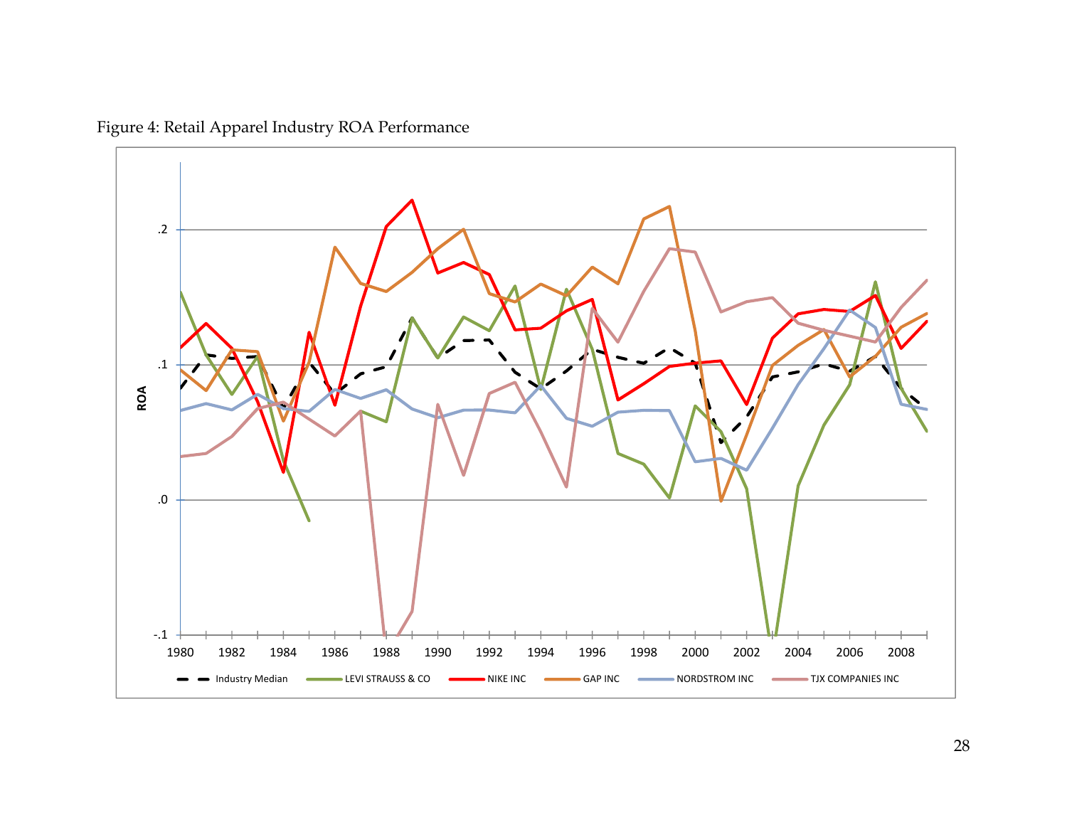Figure 4: Retail Apparel Industry ROA Performance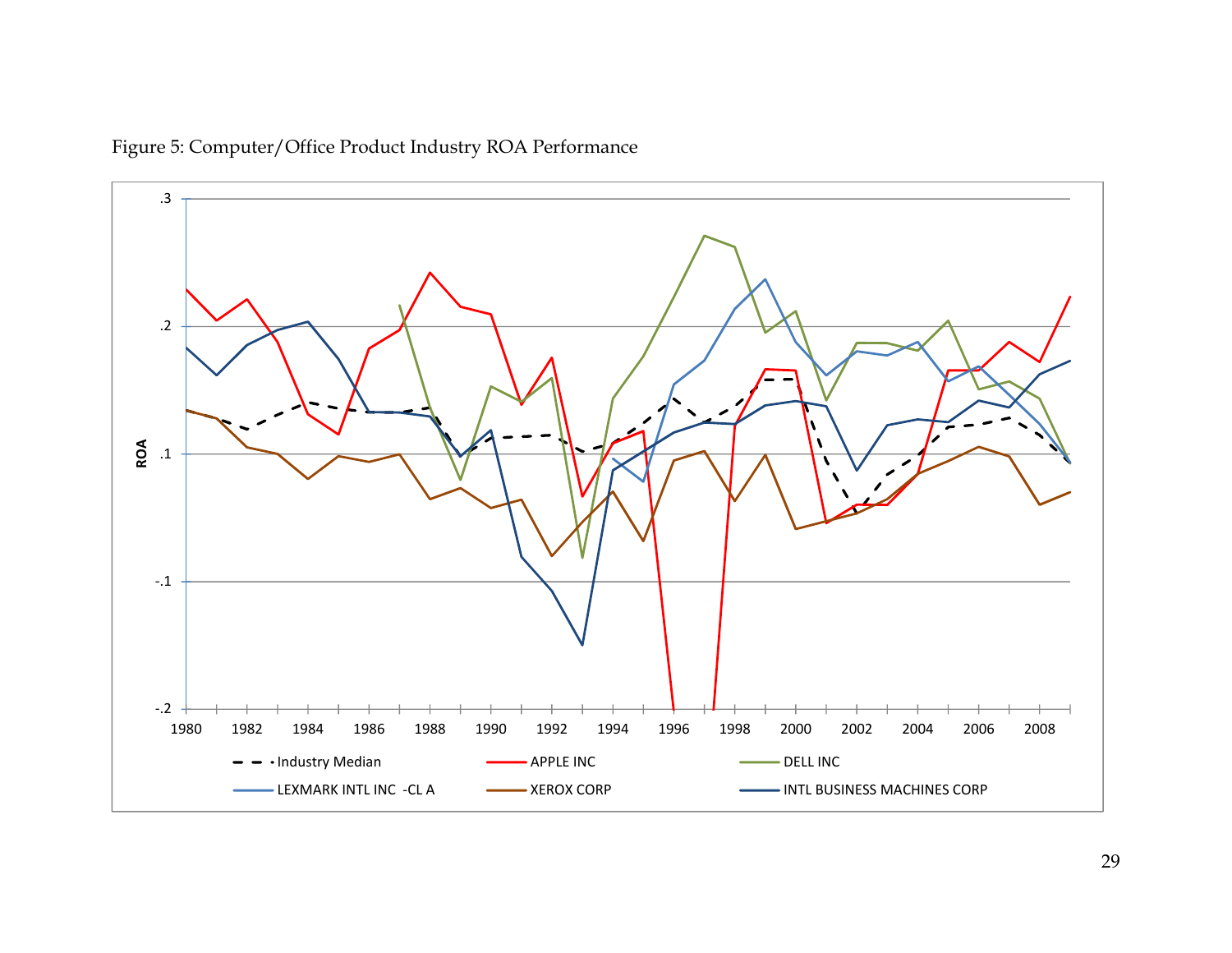Figure 5: Computer/Office Product Industry ROA Performance

ROA

.3

.2

.1

-.1

-.2

1980 1982 1984 1986 1988 1990 1992 1994 1996 1998 2000 2002 2004 2006 2008

Industry Median

APPLE INC

DELL INC

LEXMARK INTL INC -CL A

XEROX CORP

INTL BUSINESS MACHINES CORP